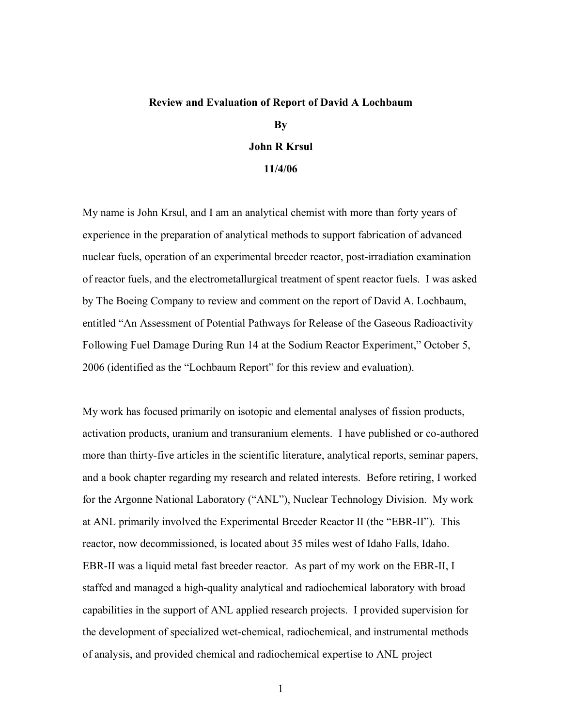# Review and Evaluation of Report of David A Lochbaum

**By**

**John R Krsul**

**11/4/06**

My name is John Krsul, and I am an analytical chemist with more than forty years of experience in the preparation of analytical methods to support fabrication of advanced nuclear fuels, operation of an experimental breeder reactor, post-irradiation examination of reactor fuels, and the electrometallurgical treatment of spent reactor fuels. I was asked by The Boeing Company to review and comment on the report of David A. Lochbaum, entitled "An Assessment of Potential Pathways for Release of the Gaseous Radioactivity Following Fuel Damage During Run 14 at the Sodium Reactor Experiment," October 5, 2006 (identified as the "Lochbaum Report" for this review and evaluation).

My work has focused primarily on isotopic and elemental analyses of fission products, activation products, uranium and transuranium elements. I have published or co-authored more than thirty-five articles in the scientific literature, analytical reports, seminar papers, and a book chapter regarding my research and related interests. Before retiring, I worked for the Argonne National Laboratory ("ANL"), Nuclear Technology Division. My work at ANL primarily involved the Experimental Breeder Reactor II (the "EBR-II"). This reactor, now decommissioned, is located about 35 miles west of Idaho Falls, Idaho. EBR-II was a liquid metal fast breeder reactor. As part of my work on the EBR-II, I staffed and managed a high-quality analytical and radiochemical laboratory with broad capabilities in the support of ANL applied research projects. I provided supervision for the development of specialized wet-chemical, radiochemical, and instrumental methods of analysis, and provided chemical and radiochemical expertise to ANL project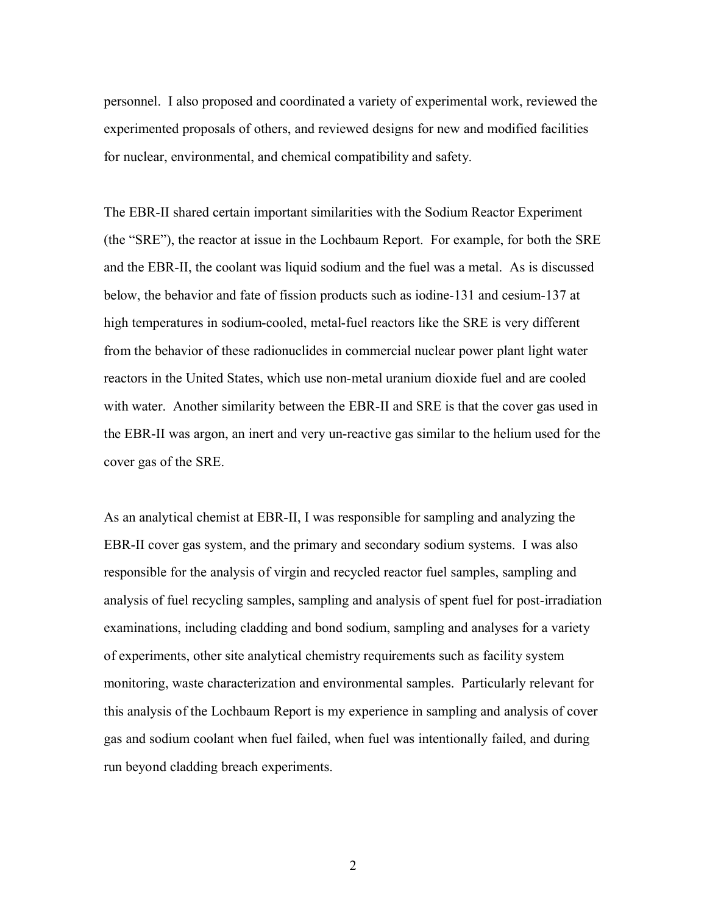personnel. I also proposed and coordinated a variety of experimental work, reviewed the experimented proposals of others, and reviewed designs for new and modified facilities for nuclear, environmental, and chemical compatibility and safety.

The EBR-II shared certain important similarities with the Sodium Reactor Experiment (the "SRE"), the reactor at issue in the Lochbaum Report. For example, for both the SRE and the EBR-II, the coolant was liquid sodium and the fuel was a metal. As is discussed below, the behavior and fate of fission products such as iodine-131 and cesium-137 at high temperatures in sodium-cooled, metal-fuel reactors like the SRE is very different from the behavior of these radionuclides in commercial nuclear power plant light water reactors in the United States, which use non-metal uranium dioxide fuel and are cooled with water. Another similarity between the EBR-II and SRE is that the cover gas used in the EBR-II was argon, an inert and very un-reactive gas similar to the helium used for the cover gas of the SRE.

As an analytical chemist at EBR-II, I was responsible for sampling and analyzing the EBR-II cover gas system, and the primary and secondary sodium systems. I was also responsible for the analysis of virgin and recycled reactor fuel samples, sampling and analysis of fuel recycling samples, sampling and analysis of spent fuel for post-irradiation examinations, including cladding and bond sodium, sampling and analyses for a variety of experiments, other site analytical chemistry requirements such as facility system monitoring, waste characterization and environmental samples. Particularly relevant for this analysis of the Lochbaum Report is my experience in sampling and analysis of cover gas and sodium coolant when fuel failed, when fuel was intentionally failed, and during run beyond cladding breach experiments.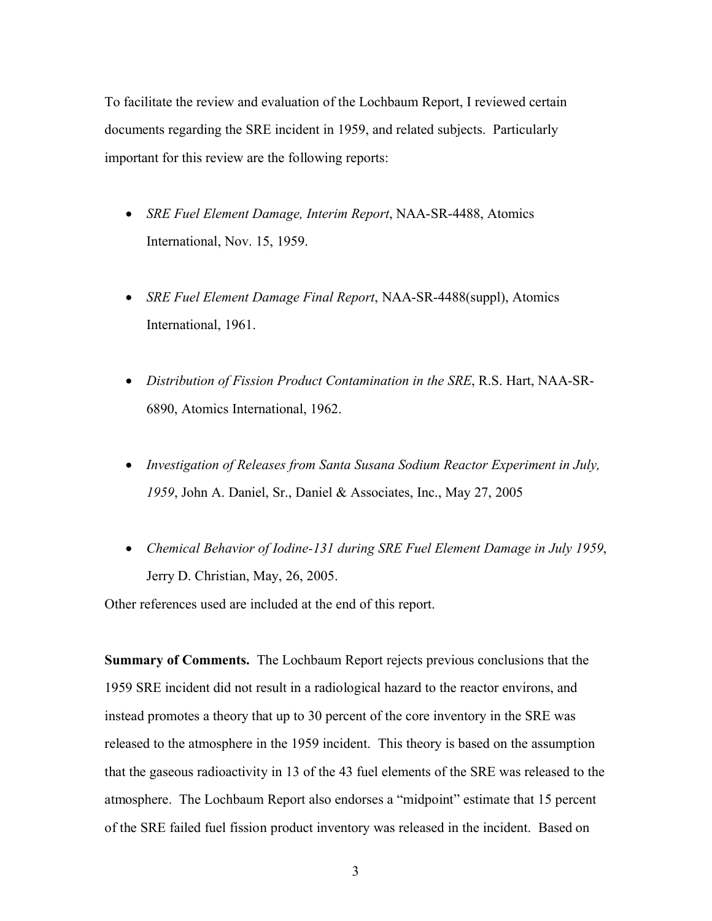To facilitate the review and evaluation of the Lochbaum Report, I reviewed certain documents regarding the SRE incident in 1959, and related subjects. Particularly important for this review are the following reports:

- *SRE Fuel Element Damage, Interim Report*, NAA-SR-4488, Atomics International, Nov. 15, 1959.
- *SRE Fuel Element Damage Final Report*, NAA-SR-4488(suppl), Atomics International, 1961.
- *Distribution of Fission Product Contamination in the SRE*, R.S. Hart, NAA-SR-6890, Atomics International, 1962.
- *Investigation of Releases from Santa Susana Sodium Reactor Experiment in July, 1959*, John A. Daniel, Sr., Daniel & Associates, Inc., May 27, 2005
- *Chemical Behavior of Iodine-131 during SRE Fuel Element Damage in July 1959*, Jerry D. Christian, May, 26, 2005.

Other references used are included at the end of this report.

**Summary of Comments.** The Lochbaum Report rejects previous conclusions that the 1959 SRE incident did not result in a radiological hazard to the reactor environs, and instead promotes a theory that up to 30 percent of the core inventory in the SRE was released to the atmosphere in the 1959 incident. This theory is based on the assumption that the gaseous radioactivity in 13 of the 43 fuel elements of the SRE was released to the atmosphere. The Lochbaum Report also endorses a "midpoint" estimate that 15 percent of the SRE failed fuel fission product inventory was released in the incident. Based on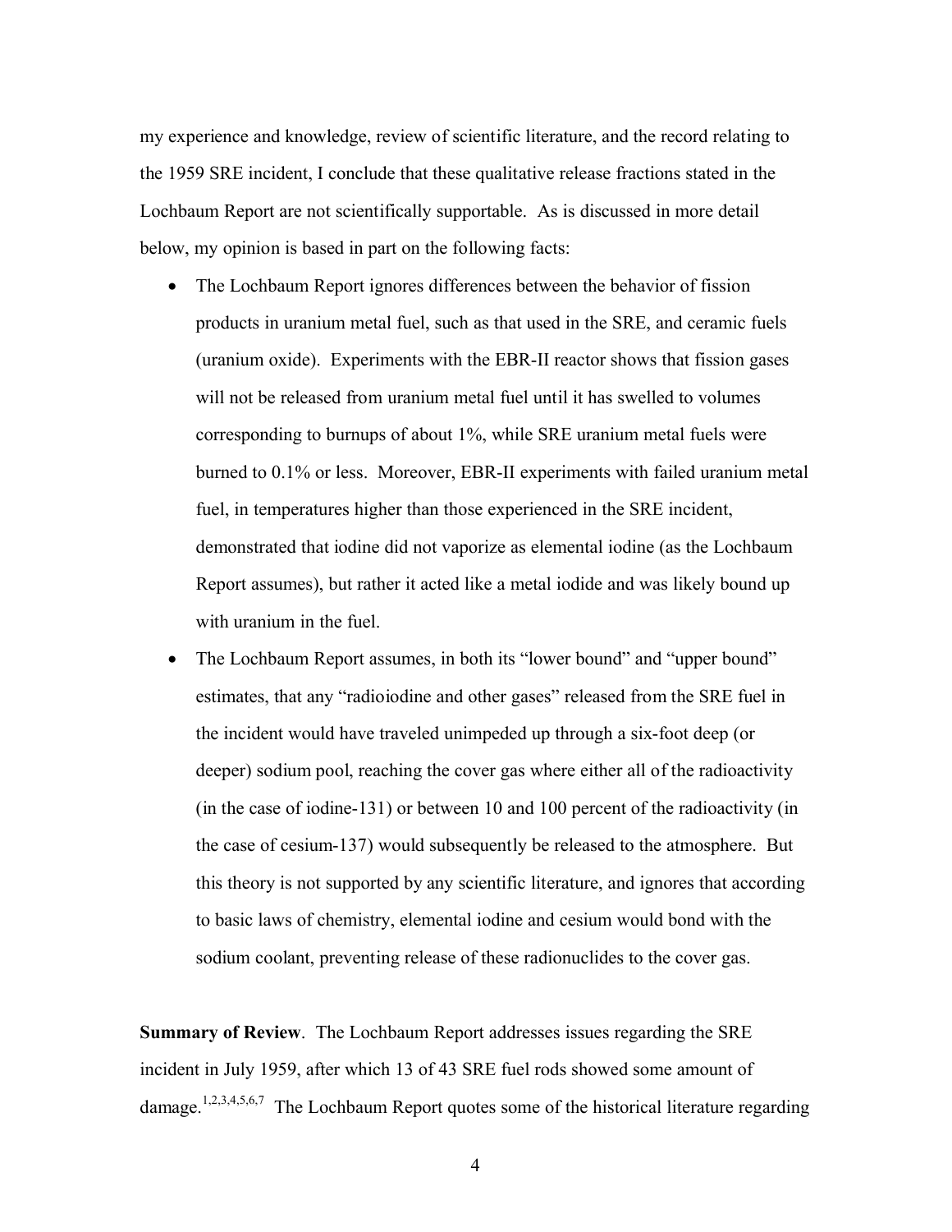my experience and knowledge, review of scientific literature, and the record relating to the 1959 SRE incident, I conclude that these qualitative release fractions stated in the Lochbaum Report are not scientifically supportable. As is discussed in more detail below, my opinion is based in part on the following facts:

- The Lochbaum Report ignores differences between the behavior of fission products in uranium metal fuel, such as that used in the SRE, and ceramic fuels (uranium oxide). Experiments with the EBR-II reactor shows that fission gases will not be released from uranium metal fuel until it has swelled to volumes corresponding to burnups of about 1%, while SRE uranium metal fuels were burned to 0.1% or less. Moreover, EBR-II experiments with failed uranium metal fuel, in temperatures higher than those experienced in the SRE incident, demonstrated that iodine did not vaporize as elemental iodine (as the Lochbaum Report assumes), but rather it acted like a metal iodide and was likely bound up with uranium in the fuel.
- The Lochbaum Report assumes, in both its "lower bound" and "upper bound" estimates, that any "radioiodine and other gases" released from the SRE fuel in the incident would have traveled unimpeded up through a six-foot deep (or deeper) sodium pool, reaching the cover gas where either all of the radioactivity (in the case of iodine-131) or between 10 and 100 percent of the radioactivity (in the case of cesium-137) would subsequently be released to the atmosphere. But this theory is not supported by any scientific literature, and ignores that according to basic laws of chemistry, elemental iodine and cesium would bond with the sodium coolant, preventing release of these radionuclides to the cover gas.

**Summary of Review**. The Lochbaum Report addresses issues regarding the SRE incident in July 1959, after which 13 of 43 SRE fuel rods showed some amount of damage.[1,2,3,4,5,6,7] The Lochbaum Report quotes some of the historical literature regarding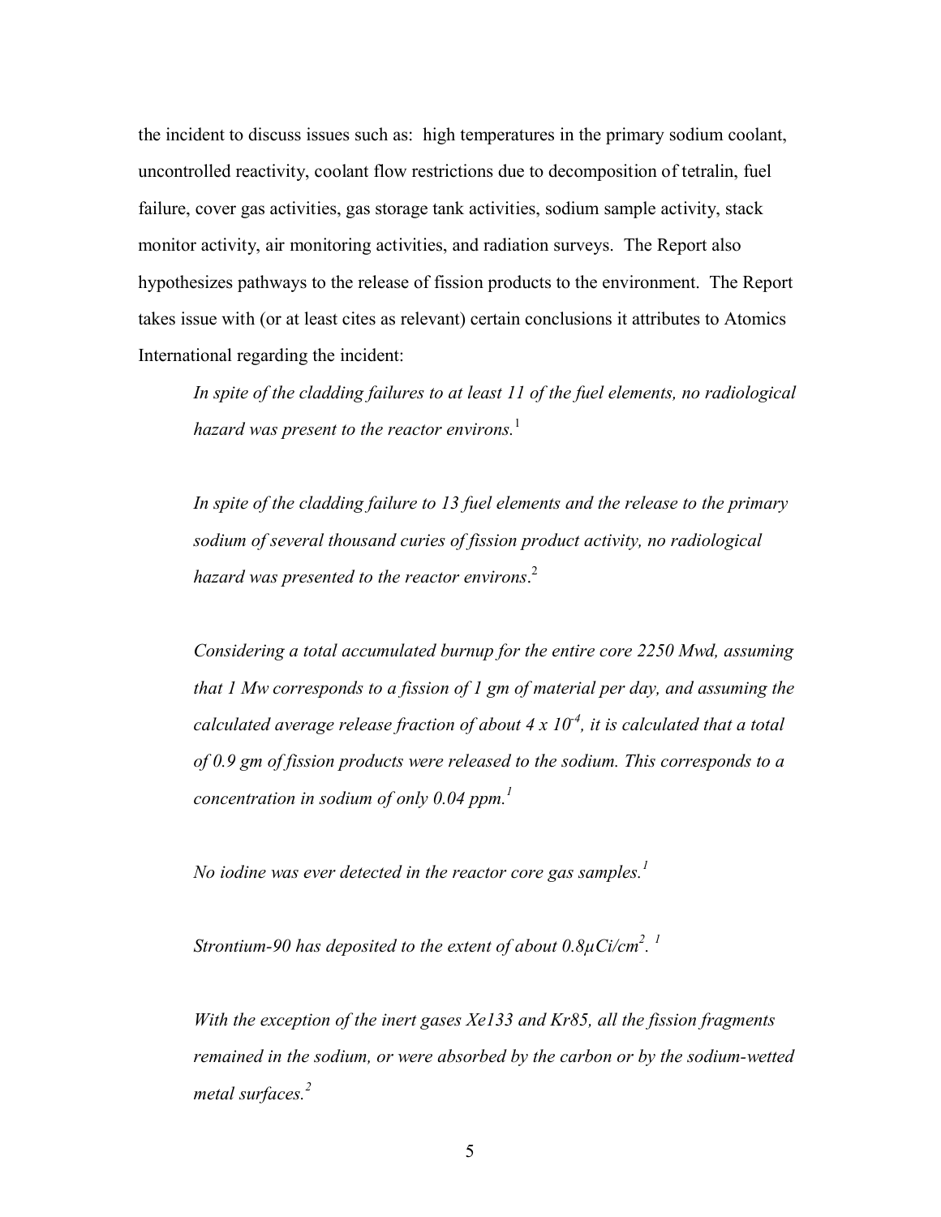the incident to discuss issues such as: high temperatures in the primary sodium coolant, uncontrolled reactivity, coolant flow restrictions due to decomposition of tetralin, fuel failure, cover gas activities, gas storage tank activities, sodium sample activity, stack monitor activity, air monitoring activities, and radiation surveys. The Report also hypothesizes pathways to the release of fission products to the environment. The Report takes issue with (or at least cites as relevant) certain conclusions it attributes to Atomics International regarding the incident:

> *In spite of the cladding failures to at least 11 of the fuel elements, no radiological hazard was present to the reactor environs.*[1]
>
> *In spite of the cladding failure to 13 fuel elements and the release to the primary sodium of several thousand curies of fission product activity, no radiological hazard was presented to the reactor environs.*[2]
>
> *Considering a total accumulated burnup for the entire core 2250 Mwd, assuming that 1 Mw corresponds to a fission of 1 gm of material per day, and assuming the calculated average release fraction of about $4 \times 10^{-4}$, it is calculated that a total of 0.9 gm of fission products were released to the sodium. This corresponds to a concentration in sodium of only 0.04 ppm.*[1]
>
> *No iodine was ever detected in the reactor core gas samples.*[1]
>
> *Strontium-90 has deposited to the extent of about 0.8µCi/$cm^2$.* [1]
>
> *With the exception of the inert gases Xe133 and Kr85, all the fission fragments remained in the sodium, or were absorbed by the carbon or by the sodium-wetted metal surfaces.*[2]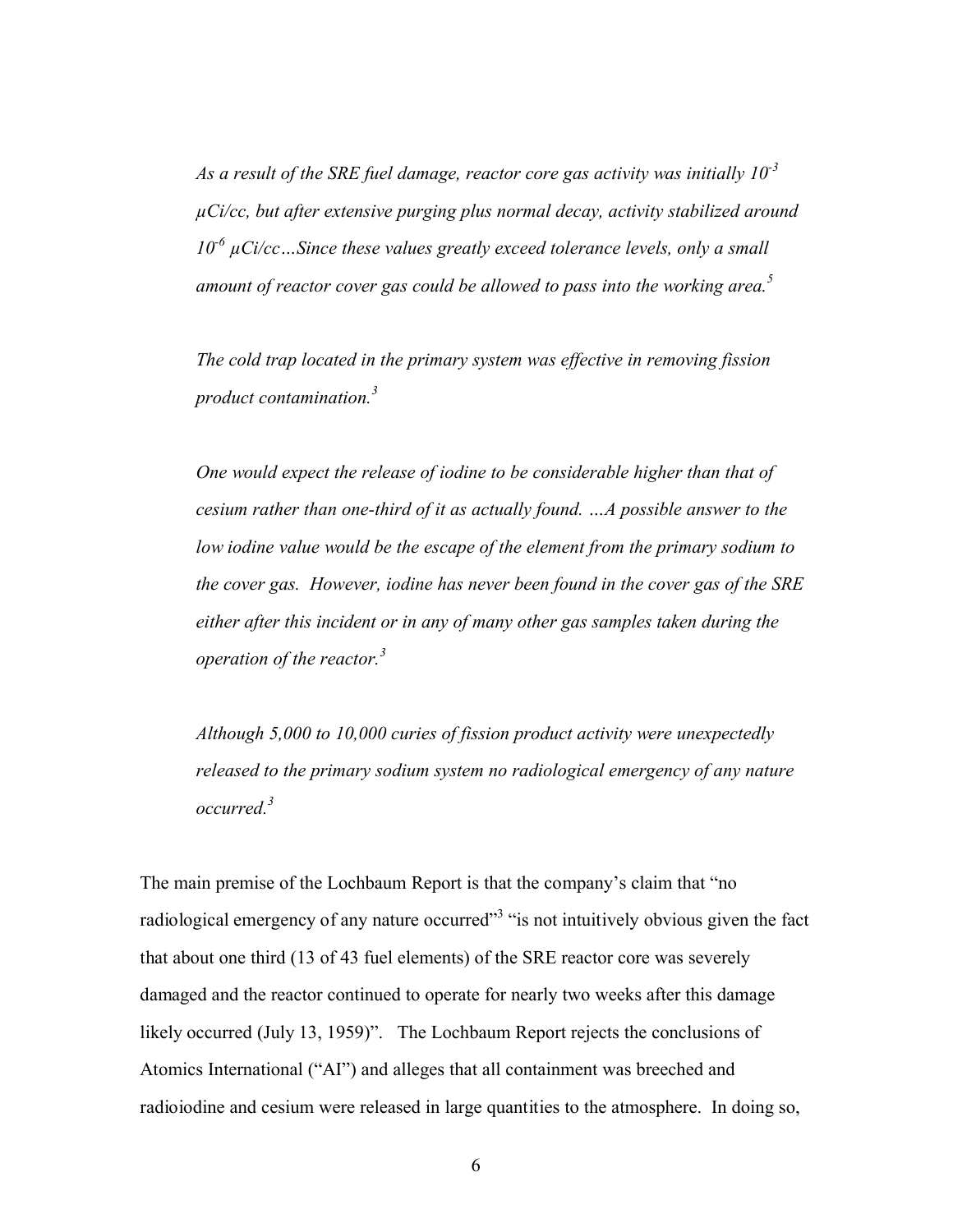*As a result of the SRE fuel damage, reactor core gas activity was initially $10^{-3}$ μCi/cc, but after extensive purging plus normal decay, activity stabilized around $10^{-6}$ μCi/cc…Since these values greatly exceed tolerance levels, only a small amount of reactor cover gas could be allowed to pass into the working area.*[5]

*The cold trap located in the primary system was effective in removing fission product contamination.*[3]

*One would expect the release of iodine to be considerable higher than that of cesium rather than one-third of it as actually found. …A possible answer to the low iodine value would be the escape of the element from the primary sodium to the cover gas. However, iodine has never been found in the cover gas of the SRE either after this incident or in any of many other gas samples taken during the operation of the reactor.*[3]

*Although 5,000 to 10,000 curies of fission product activity were unexpectedly released to the primary sodium system no radiological emergency of any nature occurred.*[3]

The main premise of the Lochbaum Report is that the company's claim that "no radiological emergency of any nature occurred"[3] "is not intuitively obvious given the fact that about one third (13 of 43 fuel elements) of the SRE reactor core was severely damaged and the reactor continued to operate for nearly two weeks after this damage likely occurred (July 13, 1959)". The Lochbaum Report rejects the conclusions of Atomics International ("AI") and alleges that all containment was breeched and radioiodine and cesium were released in large quantities to the atmosphere. In doing so,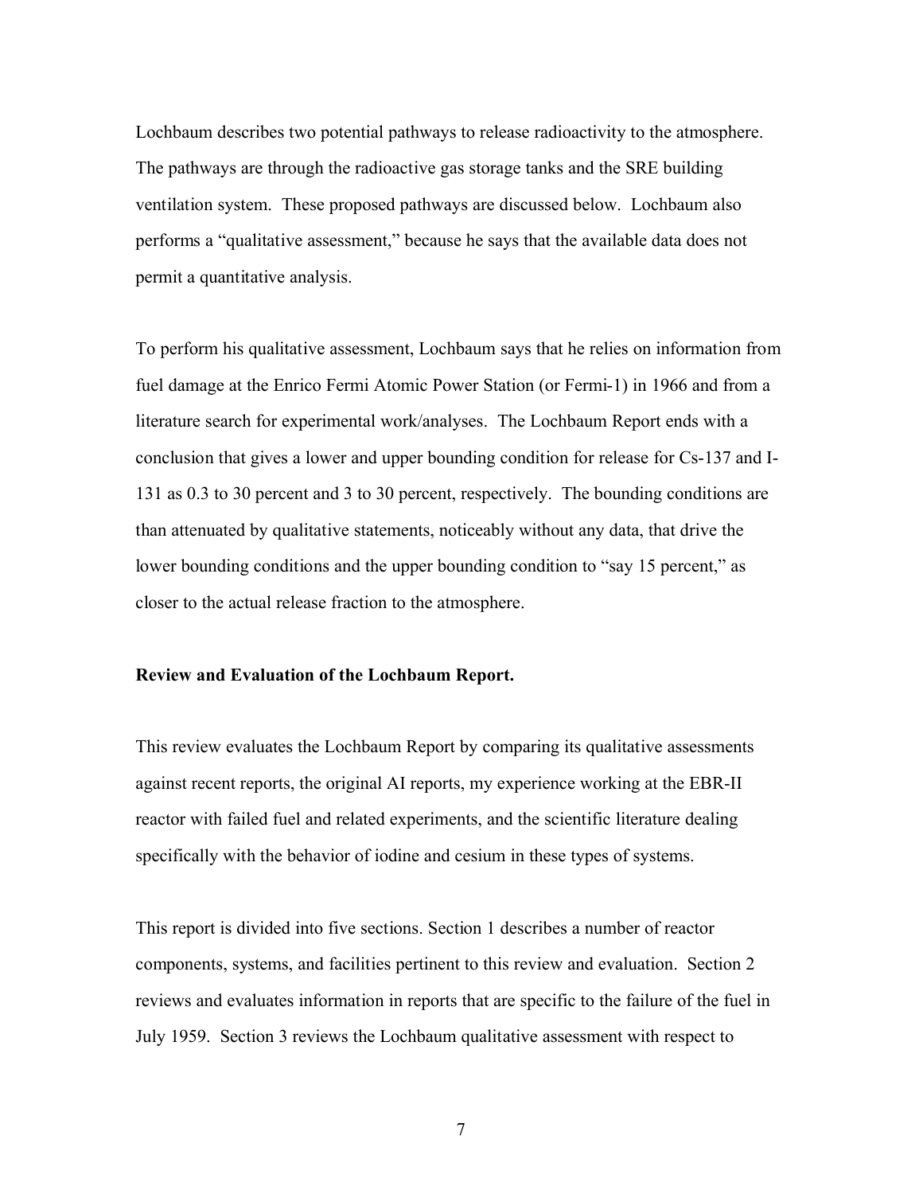Lochbaum describes two potential pathways to release radioactivity to the atmosphere. The pathways are through the radioactive gas storage tanks and the SRE building ventilation system. These proposed pathways are discussed below. Lochbaum also performs a "qualitative assessment," because he says that the available data does not permit a quantitative analysis.

To perform his qualitative assessment, Lochbaum says that he relies on information from fuel damage at the Enrico Fermi Atomic Power Station (or Fermi-1) in 1966 and from a literature search for experimental work/analyses. The Lochbaum Report ends with a conclusion that gives a lower and upper bounding condition for release for Cs-137 and I-131 as 0.3 to 30 percent and 3 to 30 percent, respectively. The bounding conditions are than attenuated by qualitative statements, noticeably without any data, that drive the lower bounding conditions and the upper bounding condition to "say 15 percent," as closer to the actual release fraction to the atmosphere.

**Review and Evaluation of the Lochbaum Report.**

This review evaluates the Lochbaum Report by comparing its qualitative assessments against recent reports, the original AI reports, my experience working at the EBR-II reactor with failed fuel and related experiments, and the scientific literature dealing specifically with the behavior of iodine and cesium in these types of systems.

This report is divided into five sections. Section 1 describes a number of reactor components, systems, and facilities pertinent to this review and evaluation. Section 2 reviews and evaluates information in reports that are specific to the failure of the fuel in July 1959. Section 3 reviews the Lochbaum qualitative assessment with respect to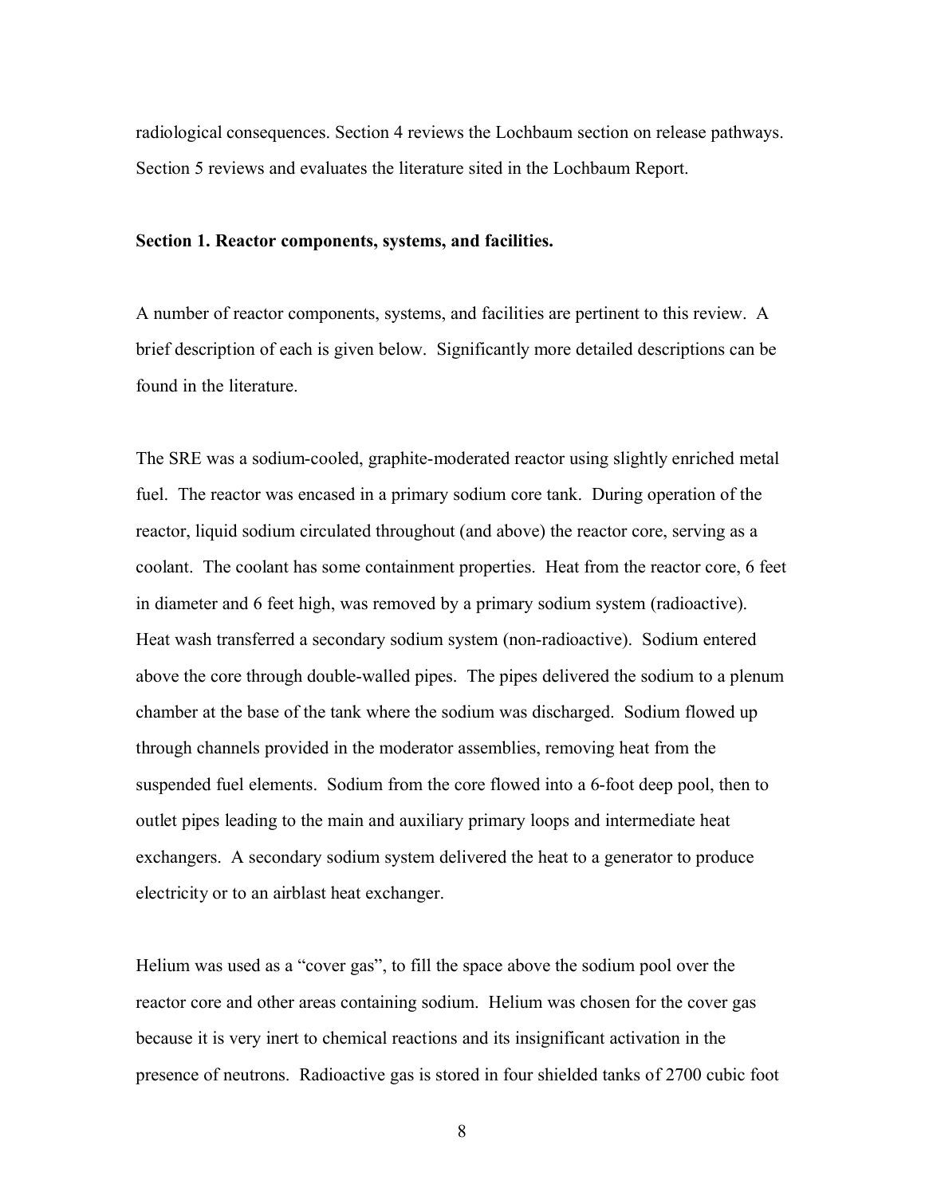radiological consequences. Section 4 reviews the Lochbaum section on release pathways. Section 5 reviews and evaluates the literature sited in the Lochbaum Report.

**Section 1. Reactor components, systems, and facilities.**

A number of reactor components, systems, and facilities are pertinent to this review. A brief description of each is given below. Significantly more detailed descriptions can be found in the literature.

The SRE was a sodium-cooled, graphite-moderated reactor using slightly enriched metal fuel. The reactor was encased in a primary sodium core tank. During operation of the reactor, liquid sodium circulated throughout (and above) the reactor core, serving as a coolant. The coolant has some containment properties. Heat from the reactor core, 6 feet in diameter and 6 feet high, was removed by a primary sodium system (radioactive). Heat wash transferred a secondary sodium system (non-radioactive). Sodium entered above the core through double-walled pipes. The pipes delivered the sodium to a plenum chamber at the base of the tank where the sodium was discharged. Sodium flowed up through channels provided in the moderator assemblies, removing heat from the suspended fuel elements. Sodium from the core flowed into a 6-foot deep pool, then to outlet pipes leading to the main and auxiliary primary loops and intermediate heat exchangers. A secondary sodium system delivered the heat to a generator to produce electricity or to an airblast heat exchanger.

Helium was used as a "cover gas", to fill the space above the sodium pool over the reactor core and other areas containing sodium. Helium was chosen for the cover gas because it is very inert to chemical reactions and its insignificant activation in the presence of neutrons. Radioactive gas is stored in four shielded tanks of 2700 cubic foot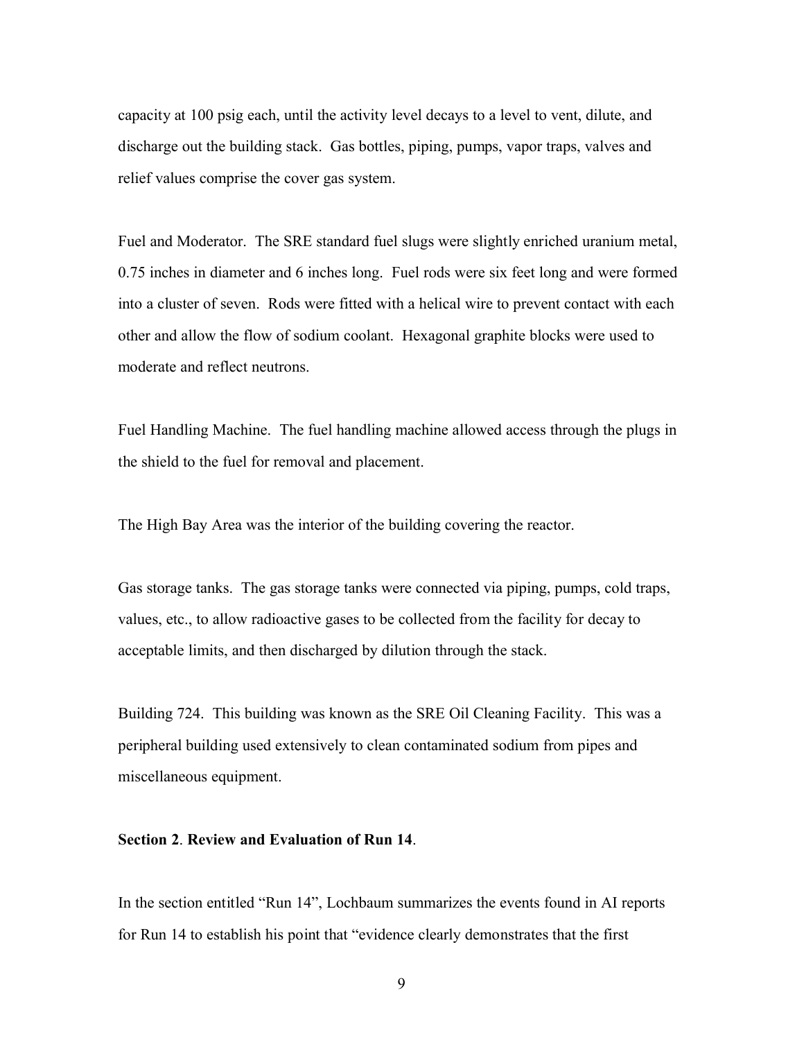capacity at 100 psig each, until the activity level decays to a level to vent, dilute, and discharge out the building stack. Gas bottles, piping, pumps, vapor traps, valves and relief values comprise the cover gas system.

Fuel and Moderator. The SRE standard fuel slugs were slightly enriched uranium metal, 0.75 inches in diameter and 6 inches long. Fuel rods were six feet long and were formed into a cluster of seven. Rods were fitted with a helical wire to prevent contact with each other and allow the flow of sodium coolant. Hexagonal graphite blocks were used to moderate and reflect neutrons.

Fuel Handling Machine. The fuel handling machine allowed access through the plugs in the shield to the fuel for removal and placement.

The High Bay Area was the interior of the building covering the reactor.

Gas storage tanks. The gas storage tanks were connected via piping, pumps, cold traps, values, etc., to allow radioactive gases to be collected from the facility for decay to acceptable limits, and then discharged by dilution through the stack.

Building 724. This building was known as the SRE Oil Cleaning Facility. This was a peripheral building used extensively to clean contaminated sodium from pipes and miscellaneous equipment.

**Section 2**. **Review and Evaluation of Run 14**.

In the section entitled "Run 14", Lochbaum summarizes the events found in AI reports for Run 14 to establish his point that "evidence clearly demonstrates that the first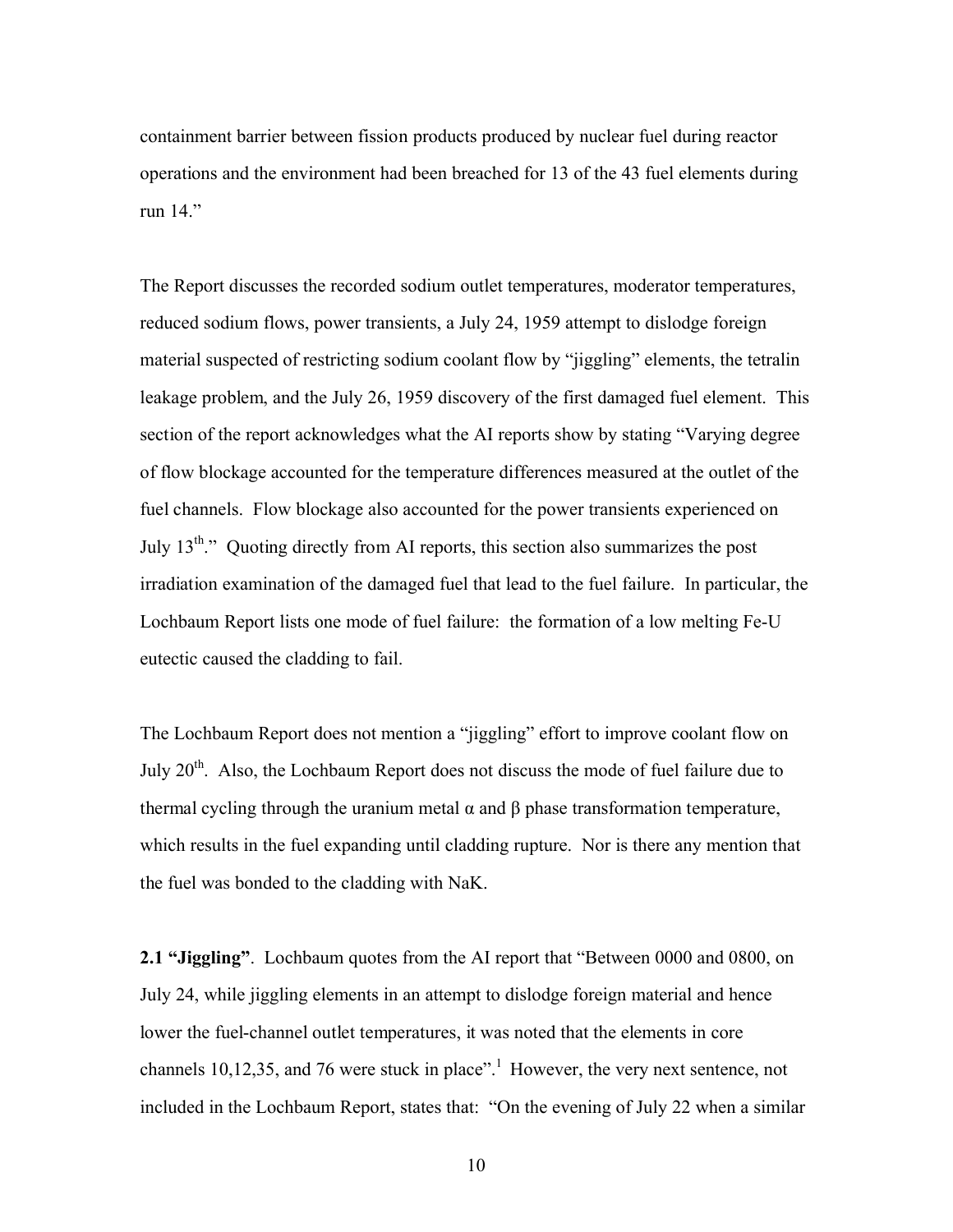containment barrier between fission products produced by nuclear fuel during reactor operations and the environment had been breached for 13 of the 43 fuel elements during run 14."

The Report discusses the recorded sodium outlet temperatures, moderator temperatures, reduced sodium flows, power transients, a July 24, 1959 attempt to dislodge foreign material suspected of restricting sodium coolant flow by "jiggling" elements, the tetralin leakage problem, and the July 26, 1959 discovery of the first damaged fuel element. This section of the report acknowledges what the AI reports show by stating "Varying degree of flow blockage accounted for the temperature differences measured at the outlet of the fuel channels. Flow blockage also accounted for the power transients experienced on July 13th." Quoting directly from AI reports, this section also summarizes the post irradiation examination of the damaged fuel that lead to the fuel failure. In particular, the Lochbaum Report lists one mode of fuel failure: the formation of a low melting Fe-U eutectic caused the cladding to fail.

The Lochbaum Report does not mention a "jiggling" effort to improve coolant flow on July 20th. Also, the Lochbaum Report does not discuss the mode of fuel failure due to thermal cycling through the uranium metal α and β phase transformation temperature, which results in the fuel expanding until cladding rupture. Nor is there any mention that the fuel was bonded to the cladding with NaK.

**2.1 "Jiggling"**. Lochbaum quotes from the AI report that "Between 0000 and 0800, on July 24, while jiggling elements in an attempt to dislodge foreign material and hence lower the fuel-channel outlet temperatures, it was noted that the elements in core channels 10,12,35, and 76 were stuck in place".[1] However, the very next sentence, not included in the Lochbaum Report, states that: "On the evening of July 22 when a similar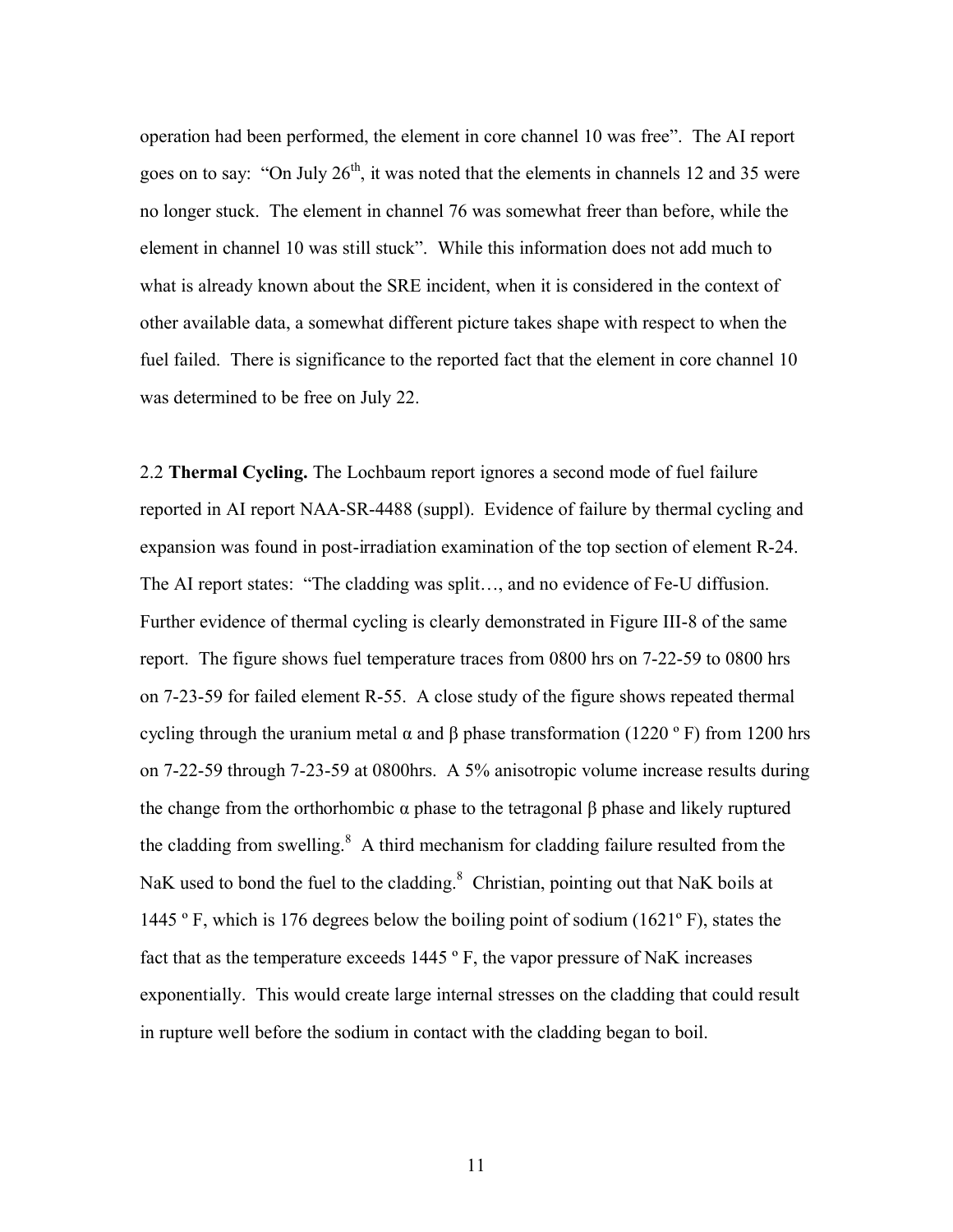operation had been performed, the element in core channel 10 was free". The AI report goes on to say: "On July 26th, it was noted that the elements in channels 12 and 35 were no longer stuck. The element in channel 76 was somewhat freer than before, while the element in channel 10 was still stuck". While this information does not add much to what is already known about the SRE incident, when it is considered in the context of other available data, a somewhat different picture takes shape with respect to when the fuel failed. There is significance to the reported fact that the element in core channel 10 was determined to be free on July 22.

2.2 **Thermal Cycling.** The Lochbaum report ignores a second mode of fuel failure reported in AI report NAA-SR-4488 (suppl). Evidence of failure by thermal cycling and expansion was found in post-irradiation examination of the top section of element R-24. The AI report states: "The cladding was split…, and no evidence of Fe-U diffusion. Further evidence of thermal cycling is clearly demonstrated in Figure III-8 of the same report. The figure shows fuel temperature traces from 0800 hrs on 7-22-59 to 0800 hrs on 7-23-59 for failed element R-55. A close study of the figure shows repeated thermal cycling through the uranium metal α and β phase transformation (1220 º F) from 1200 hrs on 7-22-59 through 7-23-59 at 0800hrs. A 5% anisotropic volume increase results during the change from the orthorhombic α phase to the tetragonal β phase and likely ruptured the cladding from swelling.[8] A third mechanism for cladding failure resulted from the NaK used to bond the fuel to the cladding.[8] Christian, pointing out that NaK boils at 1445 º F, which is 176 degrees below the boiling point of sodium (1621º F), states the fact that as the temperature exceeds 1445 º F, the vapor pressure of NaK increases exponentially. This would create large internal stresses on the cladding that could result in rupture well before the sodium in contact with the cladding began to boil.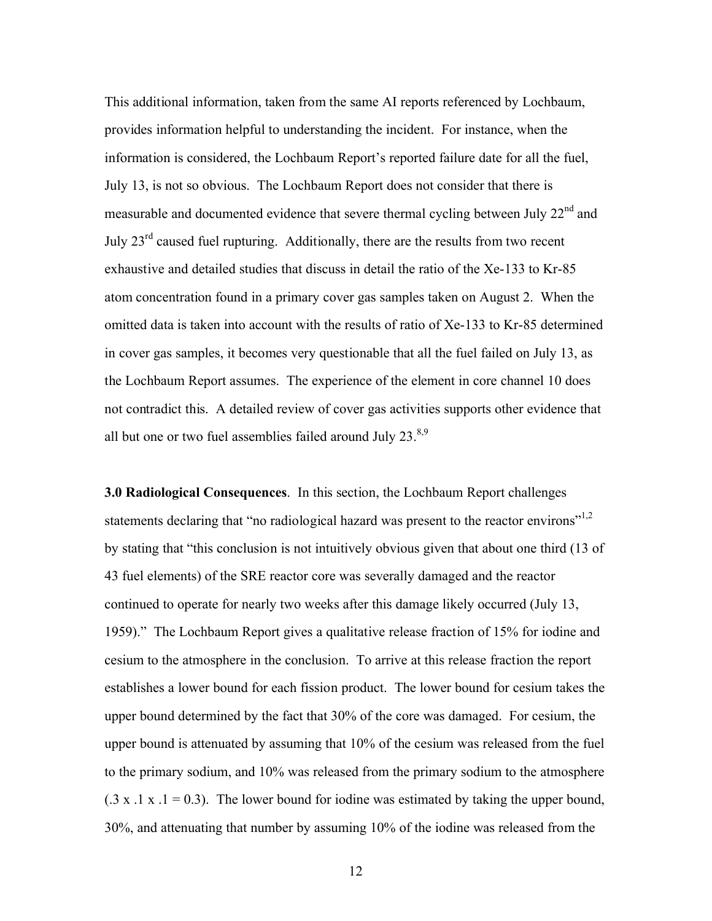This additional information, taken from the same AI reports referenced by Lochbaum, provides information helpful to understanding the incident. For instance, when the information is considered, the Lochbaum Report's reported failure date for all the fuel, July 13, is not so obvious. The Lochbaum Report does not consider that there is measurable and documented evidence that severe thermal cycling between July 22nd and July 23rd caused fuel rupturing. Additionally, there are the results from two recent exhaustive and detailed studies that discuss in detail the ratio of the Xe-133 to Kr-85 atom concentration found in a primary cover gas samples taken on August 2. When the omitted data is taken into account with the results of ratio of Xe-133 to Kr-85 determined in cover gas samples, it becomes very questionable that all the fuel failed on July 13, as the Lochbaum Report assumes. The experience of the element in core channel 10 does not contradict this. A detailed review of cover gas activities supports other evidence that all but one or two fuel assemblies failed around July 23.[8,9]

**3.0 Radiological Consequences**. In this section, the Lochbaum Report challenges statements declaring that "no radiological hazard was present to the reactor environs"[1,2] by stating that "this conclusion is not intuitively obvious given that about one third (13 of 43 fuel elements) of the SRE reactor core was severally damaged and the reactor continued to operate for nearly two weeks after this damage likely occurred (July 13, 1959)." The Lochbaum Report gives a qualitative release fraction of 15% for iodine and cesium to the atmosphere in the conclusion. To arrive at this release fraction the report establishes a lower bound for each fission product. The lower bound for cesium takes the upper bound determined by the fact that 30% of the core was damaged. For cesium, the upper bound is attenuated by assuming that 10% of the cesium was released from the fuel to the primary sodium, and 10% was released from the primary sodium to the atmosphere ($.3 \times .1 \times .1 = 0.3$). The lower bound for iodine was estimated by taking the upper bound, 30%, and attenuating that number by assuming 10% of the iodine was released from the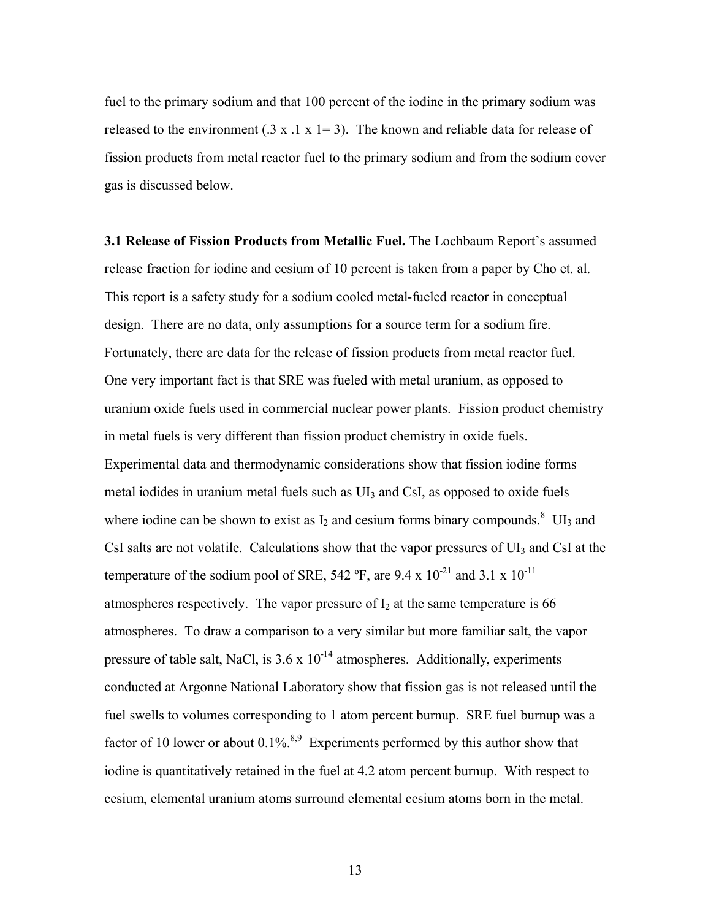fuel to the primary sodium and that 100 percent of the iodine in the primary sodium was released to the environment (.3 x .1 x 1= 3). The known and reliable data for release of fission products from metal reactor fuel to the primary sodium and from the sodium cover gas is discussed below.

**3.1 Release of Fission Products from Metallic Fuel.** The Lochbaum Report's assumed release fraction for iodine and cesium of 10 percent is taken from a paper by Cho et. al. This report is a safety study for a sodium cooled metal-fueled reactor in conceptual design. There are no data, only assumptions for a source term for a sodium fire. Fortunately, there are data for the release of fission products from metal reactor fuel. One very important fact is that SRE was fueled with metal uranium, as opposed to uranium oxide fuels used in commercial nuclear power plants. Fission product chemistry in metal fuels is very different than fission product chemistry in oxide fuels. Experimental data and thermodynamic considerations show that fission iodine forms metal iodides in uranium metal fuels such as $UI_3$ and CsI, as opposed to oxide fuels where iodine can be shown to exist as $I_2$ and cesium forms binary compounds.[8] $UI_3$ and CsI salts are not volatile. Calculations show that the vapor pressures of $UI_3$ and CsI at the temperature of the sodium pool of SRE, 542 ºF, are $9.4 \times 10^{-21}$ and $3.1 \times 10^{-11}$ atmospheres respectively. The vapor pressure of $I_2$ at the same temperature is 66 atmospheres. To draw a comparison to a very similar but more familiar salt, the vapor pressure of table salt, NaCl, is $3.6 \times 10^{-14}$ atmospheres. Additionally, experiments conducted at Argonne National Laboratory show that fission gas is not released until the fuel swells to volumes corresponding to 1 atom percent burnup. SRE fuel burnup was a factor of 10 lower or about 0.1%.[8,9] Experiments performed by this author show that iodine is quantitatively retained in the fuel at 4.2 atom percent burnup. With respect to cesium, elemental uranium atoms surround elemental cesium atoms born in the metal.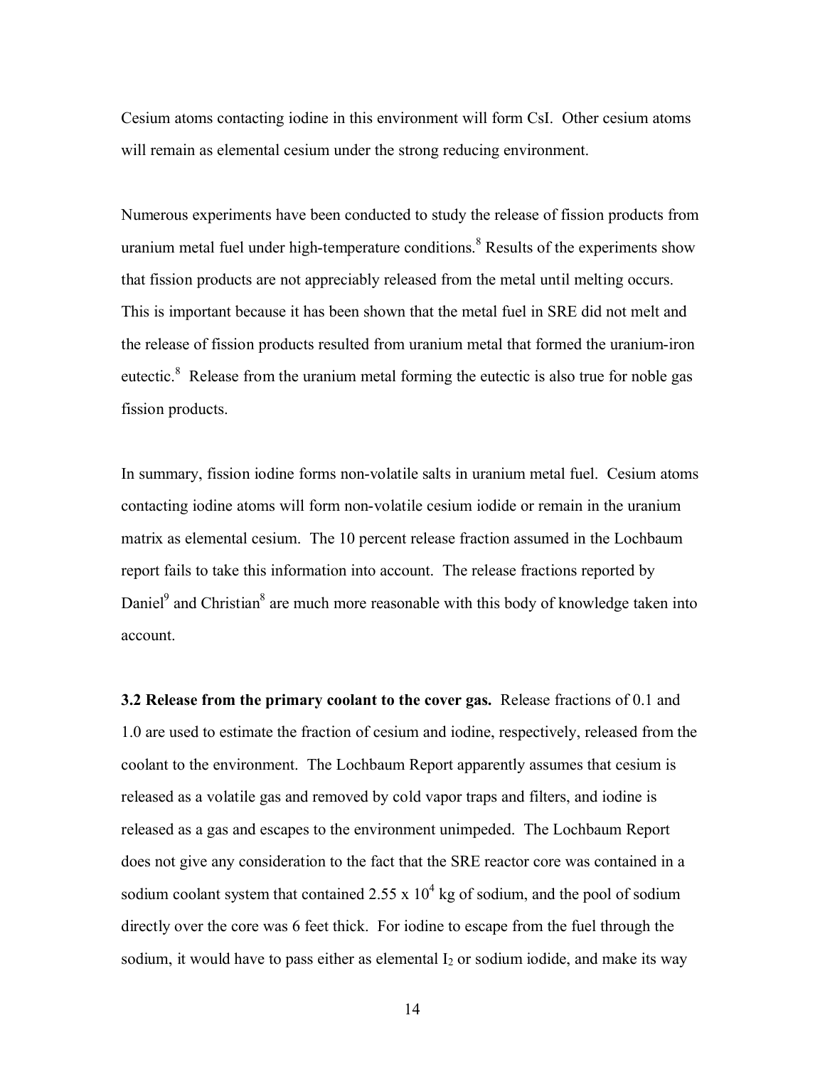Cesium atoms contacting iodine in this environment will form CsI. Other cesium atoms will remain as elemental cesium under the strong reducing environment.

Numerous experiments have been conducted to study the release of fission products from uranium metal fuel under high-temperature conditions.[8] Results of the experiments show that fission products are not appreciably released from the metal until melting occurs. This is important because it has been shown that the metal fuel in SRE did not melt and the release of fission products resulted from uranium metal that formed the uranium-iron eutectic.[8] Release from the uranium metal forming the eutectic is also true for noble gas fission products.

In summary, fission iodine forms non-volatile salts in uranium metal fuel. Cesium atoms contacting iodine atoms will form non-volatile cesium iodide or remain in the uranium matrix as elemental cesium. The 10 percent release fraction assumed in the Lochbaum report fails to take this information into account. The release fractions reported by Daniel[9] and Christian[8] are much more reasonable with this body of knowledge taken into account.

**3.2 Release from the primary coolant to the cover gas.** Release fractions of 0.1 and 1.0 are used to estimate the fraction of cesium and iodine, respectively, released from the coolant to the environment. The Lochbaum Report apparently assumes that cesium is released as a volatile gas and removed by cold vapor traps and filters, and iodine is released as a gas and escapes to the environment unimpeded. The Lochbaum Report does not give any consideration to the fact that the SRE reactor core was contained in a sodium coolant system that contained $2.55 \times 10^4$ kg of sodium, and the pool of sodium directly over the core was 6 feet thick. For iodine to escape from the fuel through the sodium, it would have to pass either as elemental $I_2$ or sodium iodide, and make its way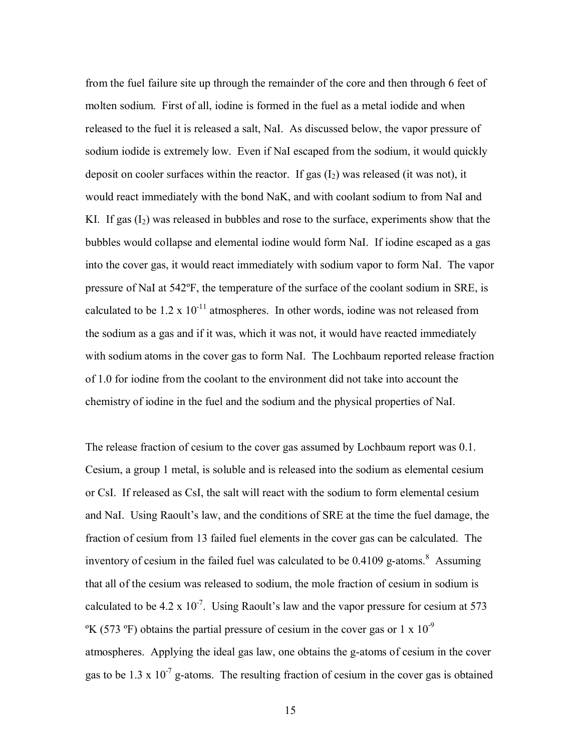from the fuel failure site up through the remainder of the core and then through 6 feet of molten sodium. First of all, iodine is formed in the fuel as a metal iodide and when released to the fuel it is released a salt, NaI. As discussed below, the vapor pressure of sodium iodide is extremely low. Even if NaI escaped from the sodium, it would quickly deposit on cooler surfaces within the reactor. If gas ($I_2$) was released (it was not), it would react immediately with the bond NaK, and with coolant sodium to from NaI and KI. If gas ($I_2$) was released in bubbles and rose to the surface, experiments show that the bubbles would collapse and elemental iodine would form NaI. If iodine escaped as a gas into the cover gas, it would react immediately with sodium vapor to form NaI. The vapor pressure of NaI at 542ºF, the temperature of the surface of the coolant sodium in SRE, is calculated to be $1.2 \times 10^{-11}$ atmospheres. In other words, iodine was not released from the sodium as a gas and if it was, which it was not, it would have reacted immediately with sodium atoms in the cover gas to form NaI. The Lochbaum reported release fraction of 1.0 for iodine from the coolant to the environment did not take into account the chemistry of iodine in the fuel and the sodium and the physical properties of NaI.

The release fraction of cesium to the cover gas assumed by Lochbaum report was 0.1. Cesium, a group 1 metal, is soluble and is released into the sodium as elemental cesium or CsI. If released as CsI, the salt will react with the sodium to form elemental cesium and NaI. Using Raoult's law, and the conditions of SRE at the time the fuel damage, the fraction of cesium from 13 failed fuel elements in the cover gas can be calculated. The inventory of cesium in the failed fuel was calculated to be 0.4109 g-atoms.[8] Assuming that all of the cesium was released to sodium, the mole fraction of cesium in sodium is calculated to be $4.2 \times 10^{-7}$. Using Raoult's law and the vapor pressure for cesium at 573 ºK (573 ºF) obtains the partial pressure of cesium in the cover gas or $1 \times 10^{-9}$ atmospheres. Applying the ideal gas law, one obtains the g-atoms of cesium in the cover gas to be $1.3 \times 10^{-7}$ g-atoms. The resulting fraction of cesium in the cover gas is obtained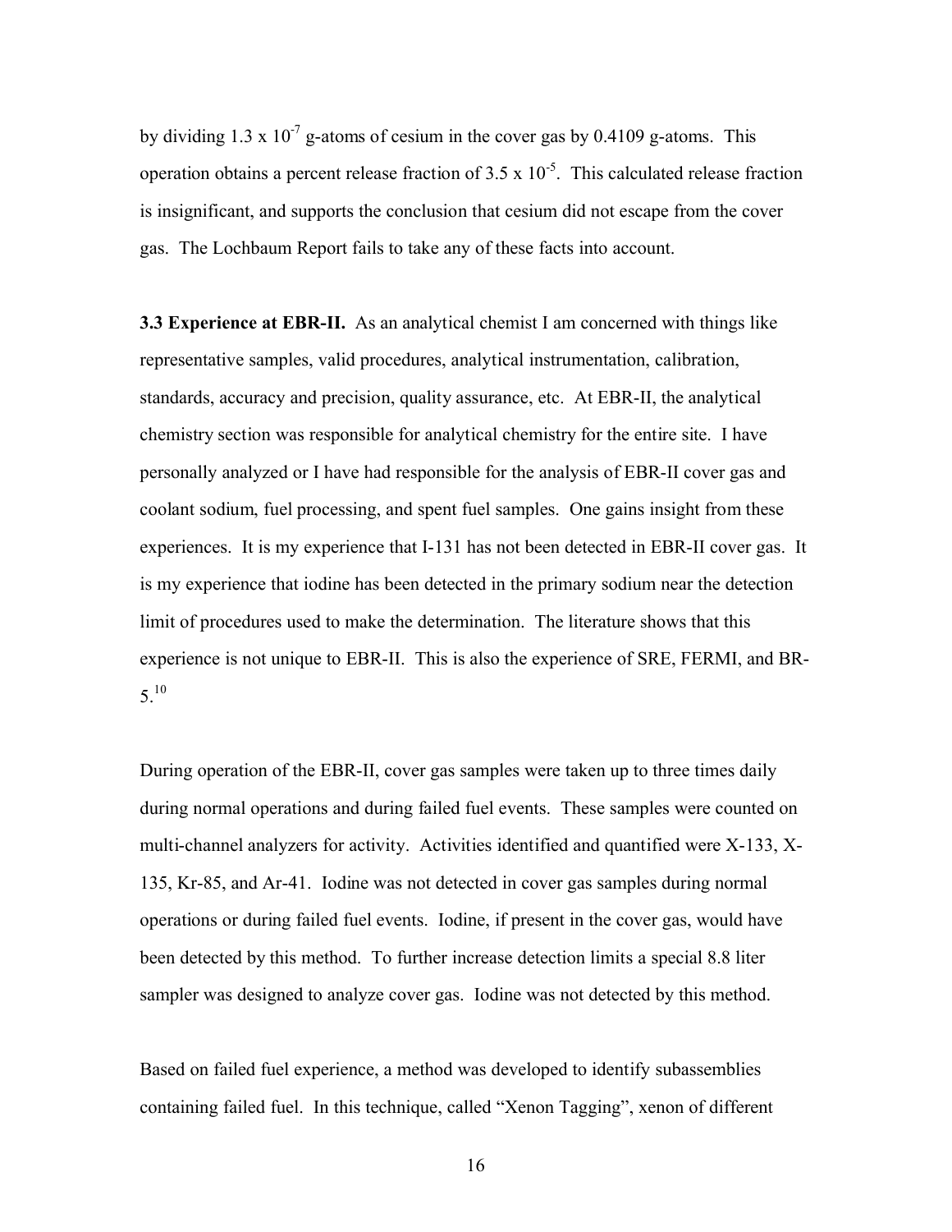by dividing $1.3 \times 10^{-7}$ g-atoms of cesium in the cover gas by 0.4109 g-atoms. This operation obtains a percent release fraction of $3.5 \times 10^{-5}$. This calculated release fraction is insignificant, and supports the conclusion that cesium did not escape from the cover gas. The Lochbaum Report fails to take any of these facts into account.

**3.3 Experience at EBR-II.** As an analytical chemist I am concerned with things like representative samples, valid procedures, analytical instrumentation, calibration, standards, accuracy and precision, quality assurance, etc. At EBR-II, the analytical chemistry section was responsible for analytical chemistry for the entire site. I have personally analyzed or I have had responsible for the analysis of EBR-II cover gas and coolant sodium, fuel processing, and spent fuel samples. One gains insight from these experiences. It is my experience that I-131 has not been detected in EBR-II cover gas. It is my experience that iodine has been detected in the primary sodium near the detection limit of procedures used to make the determination. The literature shows that this experience is not unique to EBR-II. This is also the experience of SRE, FERMI, and BR-5.[10]

During operation of the EBR-II, cover gas samples were taken up to three times daily during normal operations and during failed fuel events. These samples were counted on multi-channel analyzers for activity. Activities identified and quantified were X-133, X-135, Kr-85, and Ar-41. Iodine was not detected in cover gas samples during normal operations or during failed fuel events. Iodine, if present in the cover gas, would have been detected by this method. To further increase detection limits a special 8.8 liter sampler was designed to analyze cover gas. Iodine was not detected by this method.

Based on failed fuel experience, a method was developed to identify subassemblies containing failed fuel. In this technique, called "Xenon Tagging", xenon of different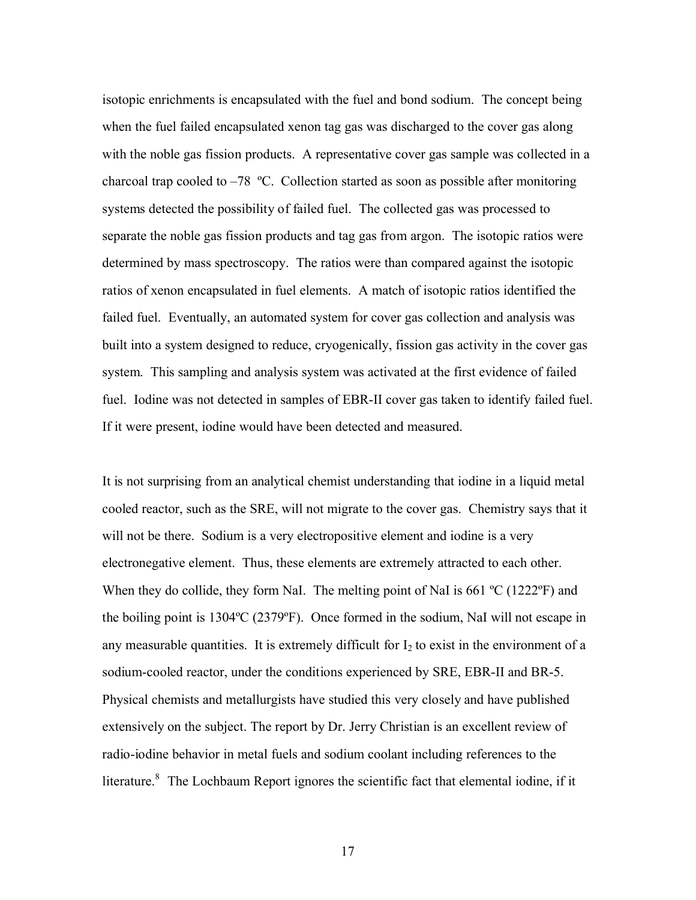isotopic enrichments is encapsulated with the fuel and bond sodium. The concept being when the fuel failed encapsulated xenon tag gas was discharged to the cover gas along with the noble gas fission products. A representative cover gas sample was collected in a charcoal trap cooled to –78 ºC. Collection started as soon as possible after monitoring systems detected the possibility of failed fuel. The collected gas was processed to separate the noble gas fission products and tag gas from argon. The isotopic ratios were determined by mass spectroscopy. The ratios were than compared against the isotopic ratios of xenon encapsulated in fuel elements. A match of isotopic ratios identified the failed fuel. Eventually, an automated system for cover gas collection and analysis was built into a system designed to reduce, cryogenically, fission gas activity in the cover gas system. This sampling and analysis system was activated at the first evidence of failed fuel. Iodine was not detected in samples of EBR-II cover gas taken to identify failed fuel. If it were present, iodine would have been detected and measured.

It is not surprising from an analytical chemist understanding that iodine in a liquid metal cooled reactor, such as the SRE, will not migrate to the cover gas. Chemistry says that it will not be there. Sodium is a very electropositive element and iodine is a very electronegative element. Thus, these elements are extremely attracted to each other. When they do collide, they form NaI. The melting point of NaI is 661 ºC (1222ºF) and the boiling point is 1304ºC (2379ºF). Once formed in the sodium, NaI will not escape in any measurable quantities. It is extremely difficult for $I_2$ to exist in the environment of a sodium-cooled reactor, under the conditions experienced by SRE, EBR-II and BR-5. Physical chemists and metallurgists have studied this very closely and have published extensively on the subject. The report by Dr. Jerry Christian is an excellent review of radio-iodine behavior in metal fuels and sodium coolant including references to the literature.[8] The Lochbaum Report ignores the scientific fact that elemental iodine, if it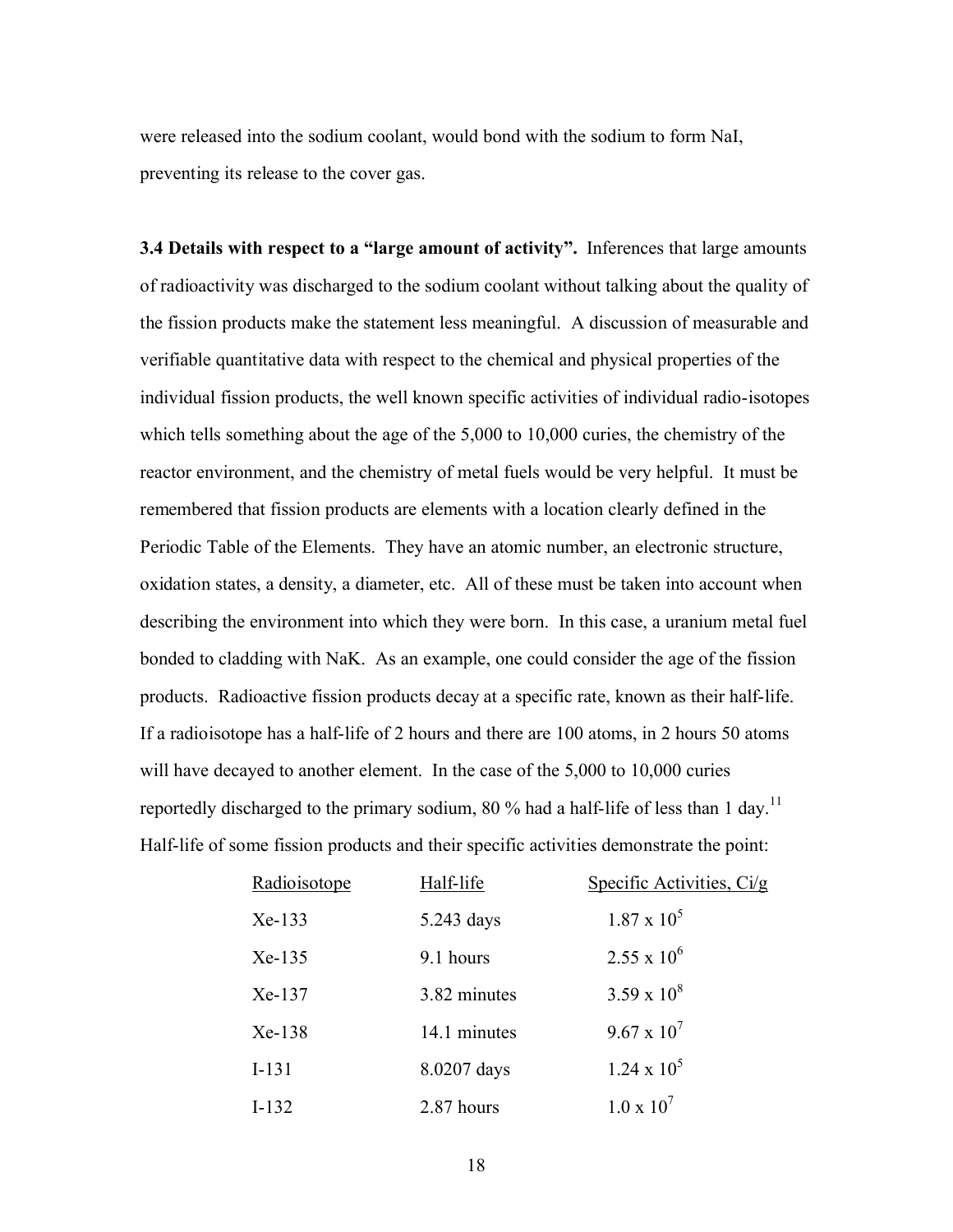were released into the sodium coolant, would bond with the sodium to form NaI, preventing its release to the cover gas.

**3.4 Details with respect to a "large amount of activity".** Inferences that large amounts of radioactivity was discharged to the sodium coolant without talking about the quality of the fission products make the statement less meaningful. A discussion of measurable and verifiable quantitative data with respect to the chemical and physical properties of the individual fission products, the well known specific activities of individual radio-isotopes which tells something about the age of the 5,000 to 10,000 curies, the chemistry of the reactor environment, and the chemistry of metal fuels would be very helpful. It must be remembered that fission products are elements with a location clearly defined in the Periodic Table of the Elements. They have an atomic number, an electronic structure, oxidation states, a density, a diameter, etc. All of these must be taken into account when describing the environment into which they were born. In this case, a uranium metal fuel bonded to cladding with NaK. As an example, one could consider the age of the fission products. Radioactive fission products decay at a specific rate, known as their half-life. If a radioisotope has a half-life of 2 hours and there are 100 atoms, in 2 hours 50 atoms will have decayed to another element. In the case of the 5,000 to 10,000 curies reportedly discharged to the primary sodium, 80 % had a half-life of less than 1 day.[11] Half-life of some fission products and their specific activities demonstrate the point:

| Radioisotope | Half-life | Specific Activities, Ci/g |
|---|---|---|
| Xe-133 | 5.243 days | $1.87 \times 10^5$ |
| Xe-135 | 9.1 hours | $2.55 \times 10^6$ |
| Xe-137 | 3.82 minutes | $3.59 \times 10^8$ |
| Xe-138 | 14.1 minutes | $9.67 \times 10^7$ |
| I-131 | 8.0207 days | $1.24 \times 10^5$ |
| I-132 | 2.87 hours | $1.0 \times 10^7$ |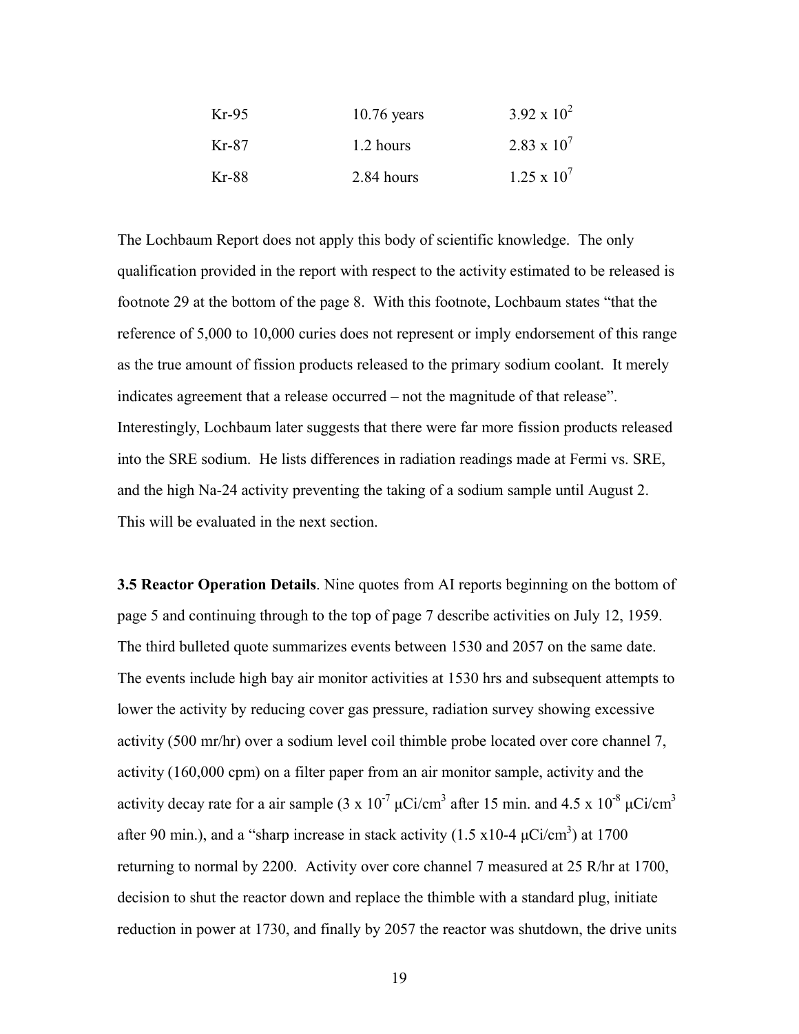| | | |
|---|---|---|
| Kr-95 | 10.76 years | $3.92 \times 10^{2}$ |
| Kr-87 | 1.2 hours | $2.83 \times 10^{7}$ |
| Kr-88 | 2.84 hours | $1.25 \times 10^{7}$ |

The Lochbaum Report does not apply this body of scientific knowledge. The only qualification provided in the report with respect to the activity estimated to be released is footnote 29 at the bottom of the page 8. With this footnote, Lochbaum states "that the reference of 5,000 to 10,000 curies does not represent or imply endorsement of this range as the true amount of fission products released to the primary sodium coolant. It merely indicates agreement that a release occurred – not the magnitude of that release". Interestingly, Lochbaum later suggests that there were far more fission products released into the SRE sodium. He lists differences in radiation readings made at Fermi vs. SRE, and the high Na-24 activity preventing the taking of a sodium sample until August 2. This will be evaluated in the next section.

**3.5 Reactor Operation Details**. Nine quotes from AI reports beginning on the bottom of page 5 and continuing through to the top of page 7 describe activities on July 12, 1959. The third bulleted quote summarizes events between 1530 and 2057 on the same date. The events include high bay air monitor activities at 1530 hrs and subsequent attempts to lower the activity by reducing cover gas pressure, radiation survey showing excessive activity (500 mr/hr) over a sodium level coil thimble probe located over core channel 7, activity (160,000 cpm) on a filter paper from an air monitor sample, activity and the activity decay rate for a air sample ($3 \times 10^{-7}$ μCi/cm$^3$ after 15 min. and $4.5 \times 10^{-8}$ μCi/cm$^3$ after 90 min.), and a "sharp increase in stack activity (1.5 x10-4 μCi/cm$^3$) at 1700 returning to normal by 2200. Activity over core channel 7 measured at 25 R/hr at 1700, decision to shut the reactor down and replace the thimble with a standard plug, initiate reduction in power at 1730, and finally by 2057 the reactor was shutdown, the drive units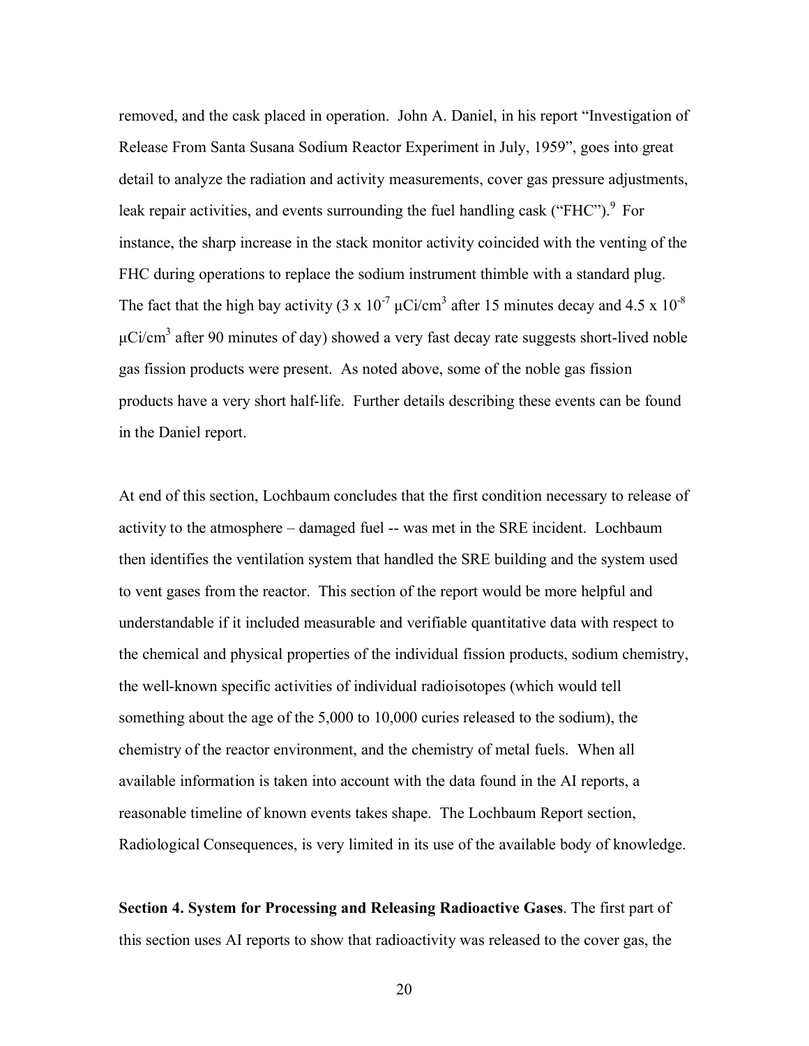removed, and the cask placed in operation. John A. Daniel, in his report "Investigation of Release From Santa Susana Sodium Reactor Experiment in July, 1959", goes into great detail to analyze the radiation and activity measurements, cover gas pressure adjustments, leak repair activities, and events surrounding the fuel handling cask ("FHC").[9] For instance, the sharp increase in the stack monitor activity coincided with the venting of the FHC during operations to replace the sodium instrument thimble with a standard plug. The fact that the high bay activity ($3 \times 10^{-7}$ μCi/cm$^3$ after 15 minutes decay and $4.5 \times 10^{-8}$ μCi/cm$^3$ after 90 minutes of day) showed a very fast decay rate suggests short-lived noble gas fission products were present. As noted above, some of the noble gas fission products have a very short half-life. Further details describing these events can be found in the Daniel report.

At end of this section, Lochbaum concludes that the first condition necessary to release of activity to the atmosphere – damaged fuel -- was met in the SRE incident. Lochbaum then identifies the ventilation system that handled the SRE building and the system used to vent gases from the reactor. This section of the report would be more helpful and understandable if it included measurable and verifiable quantitative data with respect to the chemical and physical properties of the individual fission products, sodium chemistry, the well-known specific activities of individual radioisotopes (which would tell something about the age of the 5,000 to 10,000 curies released to the sodium), the chemistry of the reactor environment, and the chemistry of metal fuels. When all available information is taken into account with the data found in the AI reports, a reasonable timeline of known events takes shape. The Lochbaum Report section, Radiological Consequences, is very limited in its use of the available body of knowledge.

**Section 4. System for Processing and Releasing Radioactive Gases**. The first part of this section uses AI reports to show that radioactivity was released to the cover gas, the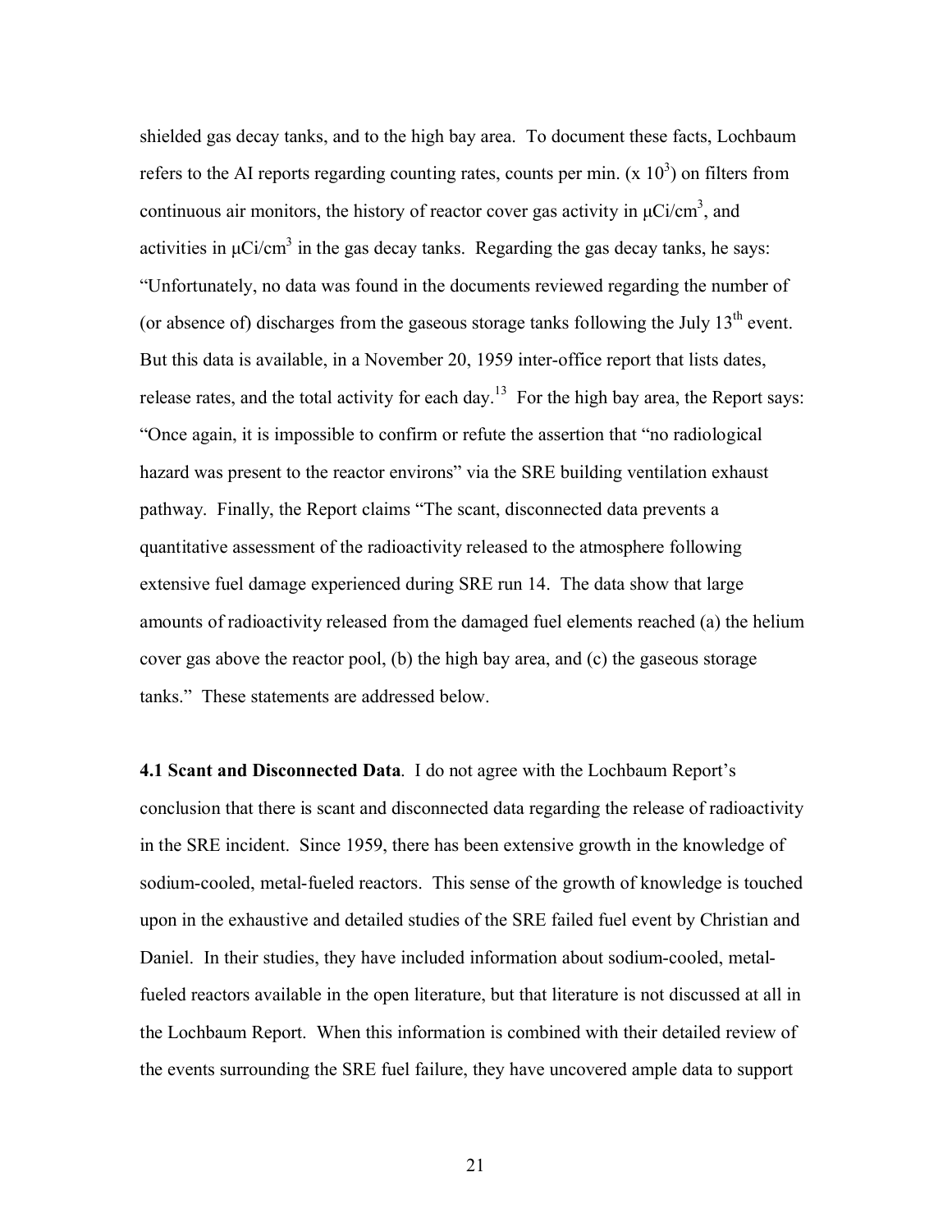shielded gas decay tanks, and to the high bay area. To document these facts, Lochbaum refers to the AI reports regarding counting rates, counts per min. (x $10^3$) on filters from continuous air monitors, the history of reactor cover gas activity in $\mu Ci/cm^3$, and activities in $\mu Ci/cm^3$ in the gas decay tanks. Regarding the gas decay tanks, he says: "Unfortunately, no data was found in the documents reviewed regarding the number of (or absence of) discharges from the gaseous storage tanks following the July 13th event. But this data is available, in a November 20, 1959 inter-office report that lists dates, release rates, and the total activity for each day.[13] For the high bay area, the Report says: "Once again, it is impossible to confirm or refute the assertion that "no radiological hazard was present to the reactor environs" via the SRE building ventilation exhaust pathway. Finally, the Report claims "The scant, disconnected data prevents a quantitative assessment of the radioactivity released to the atmosphere following extensive fuel damage experienced during SRE run 14. The data show that large amounts of radioactivity released from the damaged fuel elements reached (a) the helium cover gas above the reactor pool, (b) the high bay area, and (c) the gaseous storage tanks." These statements are addressed below.

**4.1 Scant and Disconnected Data**. I do not agree with the Lochbaum Report's conclusion that there is scant and disconnected data regarding the release of radioactivity in the SRE incident. Since 1959, there has been extensive growth in the knowledge of sodium-cooled, metal-fueled reactors. This sense of the growth of knowledge is touched upon in the exhaustive and detailed studies of the SRE failed fuel event by Christian and Daniel. In their studies, they have included information about sodium-cooled, metal-fueled reactors available in the open literature, but that literature is not discussed at all in the Lochbaum Report. When this information is combined with their detailed review of the events surrounding the SRE fuel failure, they have uncovered ample data to support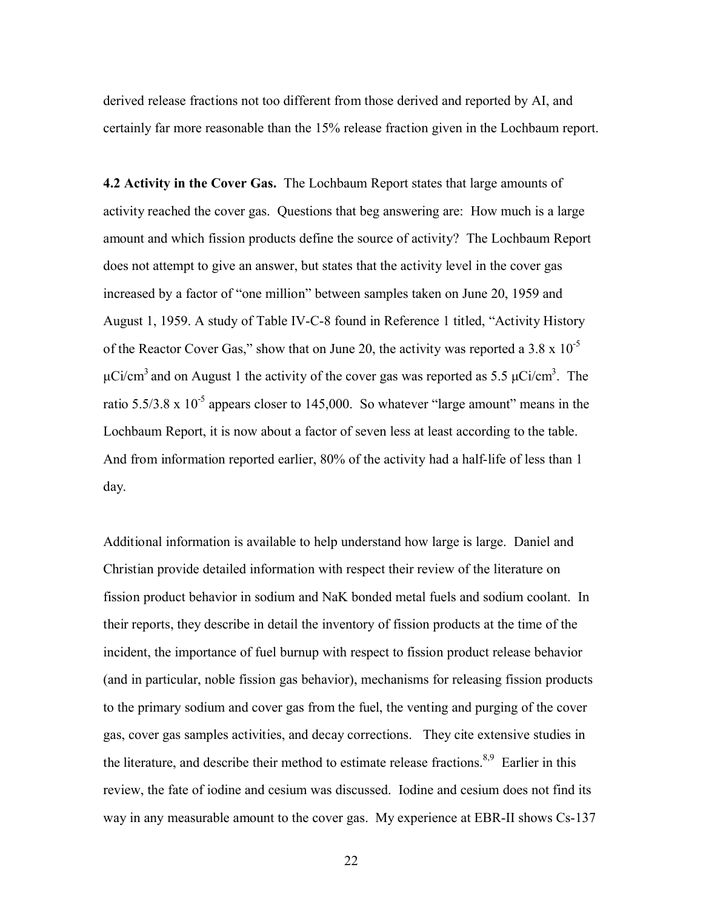derived release fractions not too different from those derived and reported by AI, and certainly far more reasonable than the 15% release fraction given in the Lochbaum report.

**4.2 Activity in the Cover Gas.** The Lochbaum Report states that large amounts of activity reached the cover gas. Questions that beg answering are: How much is a large amount and which fission products define the source of activity? The Lochbaum Report does not attempt to give an answer, but states that the activity level in the cover gas increased by a factor of "one million" between samples taken on June 20, 1959 and August 1, 1959. A study of Table IV-C-8 found in Reference 1 titled, "Activity History of the Reactor Cover Gas," show that on June 20, the activity was reported a $3.8 \times 10^{-5}$ $\mu Ci/cm^3$ and on August 1 the activity of the cover gas was reported as 5.5 $\mu Ci/cm^3$. The ratio $5.5/3.8 \times 10^{-5}$ appears closer to 145,000. So whatever "large amount" means in the Lochbaum Report, it is now about a factor of seven less at least according to the table. And from information reported earlier, 80% of the activity had a half-life of less than 1 day.

Additional information is available to help understand how large is large. Daniel and Christian provide detailed information with respect their review of the literature on fission product behavior in sodium and NaK bonded metal fuels and sodium coolant. In their reports, they describe in detail the inventory of fission products at the time of the incident, the importance of fuel burnup with respect to fission product release behavior (and in particular, noble fission gas behavior), mechanisms for releasing fission products to the primary sodium and cover gas from the fuel, the venting and purging of the cover gas, cover gas samples activities, and decay corrections. They cite extensive studies in the literature, and describe their method to estimate release fractions.[8,9] Earlier in this review, the fate of iodine and cesium was discussed. Iodine and cesium does not find its way in any measurable amount to the cover gas. My experience at EBR-II shows Cs-137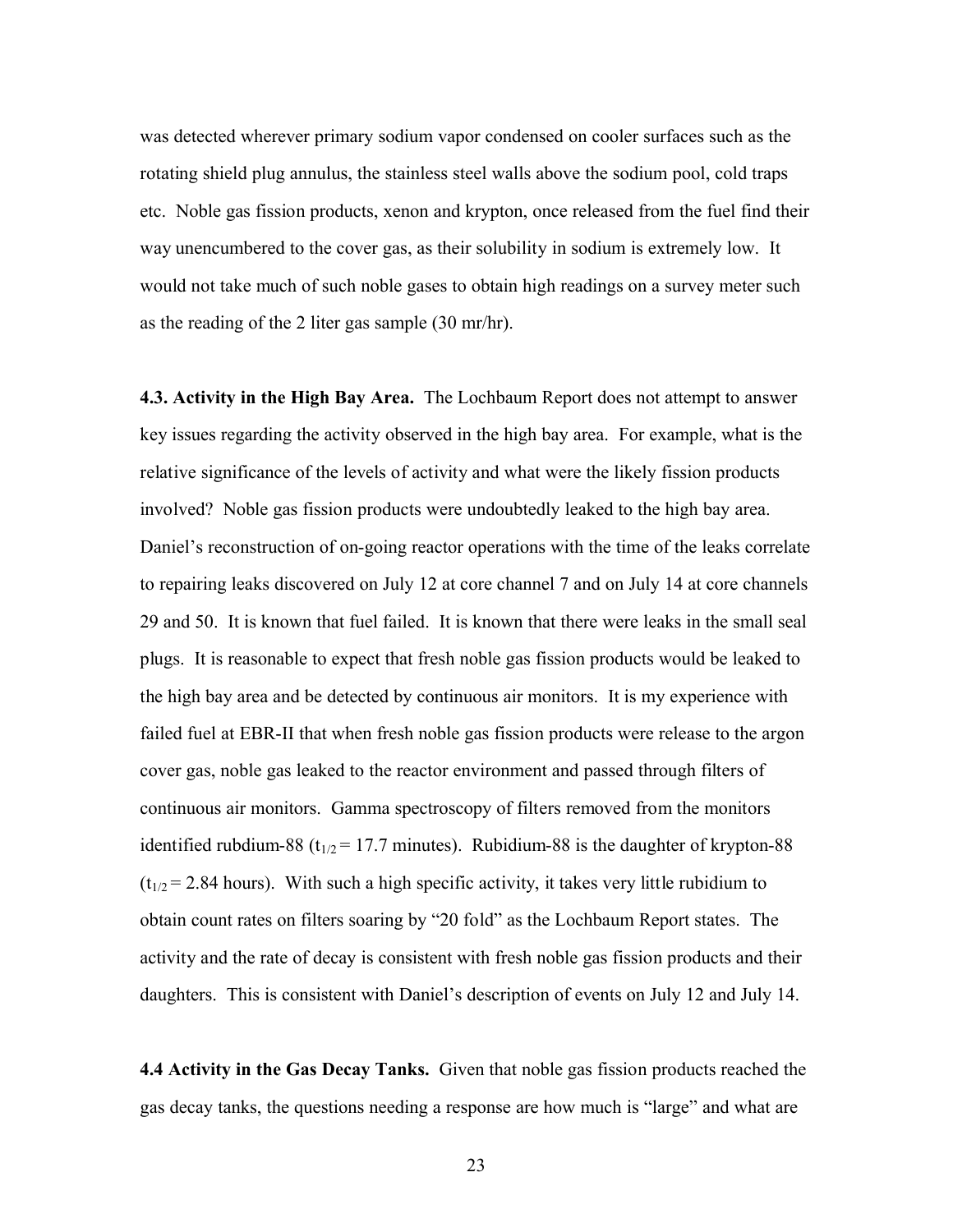was detected wherever primary sodium vapor condensed on cooler surfaces such as the rotating shield plug annulus, the stainless steel walls above the sodium pool, cold traps etc. Noble gas fission products, xenon and krypton, once released from the fuel find their way unencumbered to the cover gas, as their solubility in sodium is extremely low. It would not take much of such noble gases to obtain high readings on a survey meter such as the reading of the 2 liter gas sample (30 mr/hr).

**4.3. Activity in the High Bay Area.** The Lochbaum Report does not attempt to answer key issues regarding the activity observed in the high bay area. For example, what is the relative significance of the levels of activity and what were the likely fission products involved? Noble gas fission products were undoubtedly leaked to the high bay area. Daniel's reconstruction of on-going reactor operations with the time of the leaks correlate to repairing leaks discovered on July 12 at core channel 7 and on July 14 at core channels 29 and 50. It is known that fuel failed. It is known that there were leaks in the small seal plugs. It is reasonable to expect that fresh noble gas fission products would be leaked to the high bay area and be detected by continuous air monitors. It is my experience with failed fuel at EBR-II that when fresh noble gas fission products were release to the argon cover gas, noble gas leaked to the reactor environment and passed through filters of continuous air monitors. Gamma spectroscopy of filters removed from the monitors identified rubdium-88 ($t_{1/2} = 17.7$ minutes). Rubidium-88 is the daughter of krypton-88 ($t_{1/2} = 2.84$ hours). With such a high specific activity, it takes very little rubidium to obtain count rates on filters soaring by "20 fold" as the Lochbaum Report states. The activity and the rate of decay is consistent with fresh noble gas fission products and their daughters. This is consistent with Daniel's description of events on July 12 and July 14.

**4.4 Activity in the Gas Decay Tanks.** Given that noble gas fission products reached the gas decay tanks, the questions needing a response are how much is "large" and what are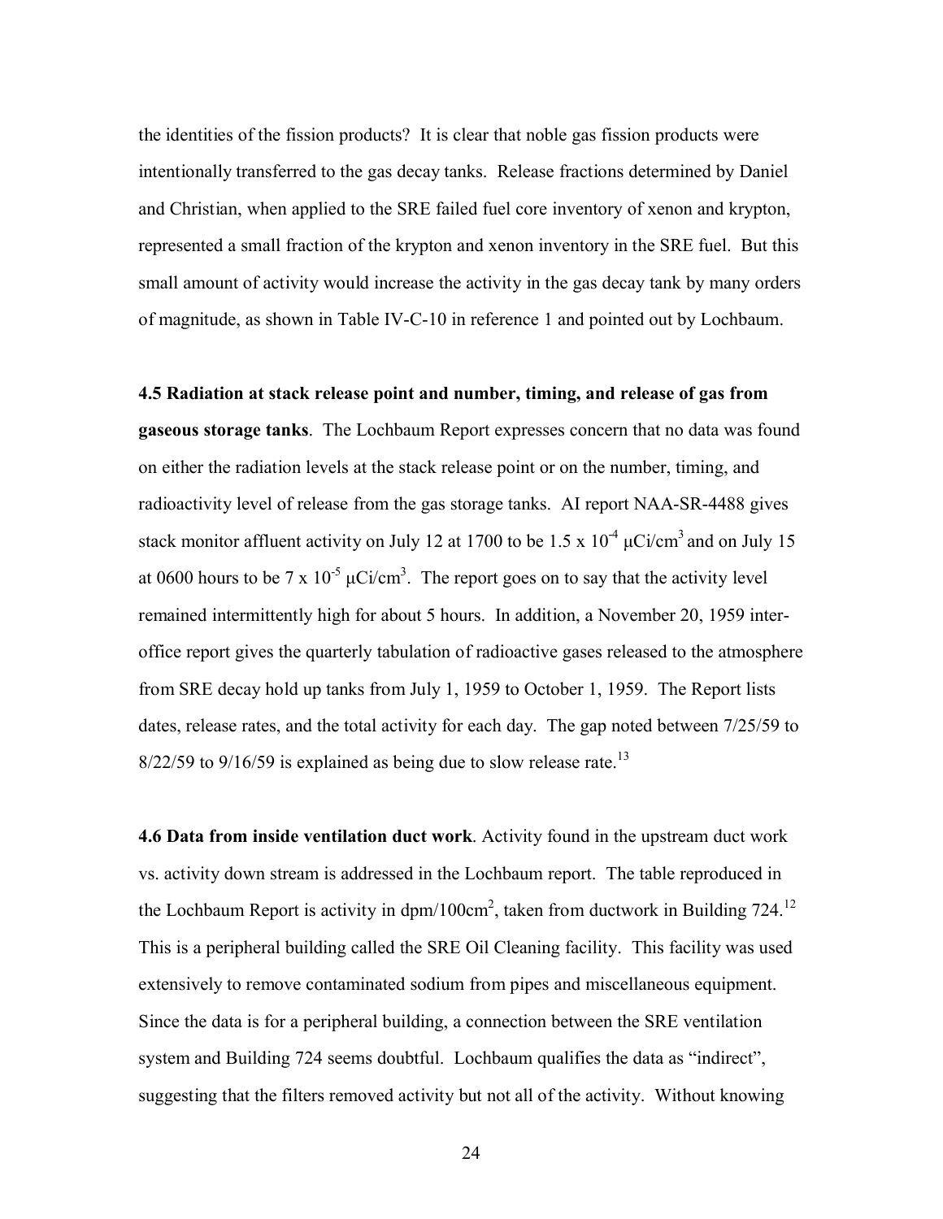the identities of the fission products? It is clear that noble gas fission products were intentionally transferred to the gas decay tanks. Release fractions determined by Daniel and Christian, when applied to the SRE failed fuel core inventory of xenon and krypton, represented a small fraction of the krypton and xenon inventory in the SRE fuel. But this small amount of activity would increase the activity in the gas decay tank by many orders of magnitude, as shown in Table IV-C-10 in reference 1 and pointed out by Lochbaum.

**4.5 Radiation at stack release point and number, timing, and release of gas from gaseous storage tanks**. The Lochbaum Report expresses concern that no data was found on either the radiation levels at the stack release point or on the number, timing, and radioactivity level of release from the gas storage tanks. AI report NAA-SR-4488 gives stack monitor affluent activity on July 12 at 1700 to be $1.5 \times 10^{-4}$ μCi/cm$^3$ and on July 15 at 0600 hours to be $7 \times 10^{-5}$ μCi/cm$^3$. The report goes on to say that the activity level remained intermittently high for about 5 hours. In addition, a November 20, 1959 inter-office report gives the quarterly tabulation of radioactive gases released to the atmosphere from SRE decay hold up tanks from July 1, 1959 to October 1, 1959. The Report lists dates, release rates, and the total activity for each day. The gap noted between 7/25/59 to 8/22/59 to 9/16/59 is explained as being due to slow release rate.[13]

**4.6 Data from inside ventilation duct work**. Activity found in the upstream duct work vs. activity down stream is addressed in the Lochbaum report. The table reproduced in the Lochbaum Report is activity in dpm/100cm$^2$, taken from ductwork in Building 724.[12] This is a peripheral building called the SRE Oil Cleaning facility. This facility was used extensively to remove contaminated sodium from pipes and miscellaneous equipment. Since the data is for a peripheral building, a connection between the SRE ventilation system and Building 724 seems doubtful. Lochbaum qualifies the data as "indirect", suggesting that the filters removed activity but not all of the activity. Without knowing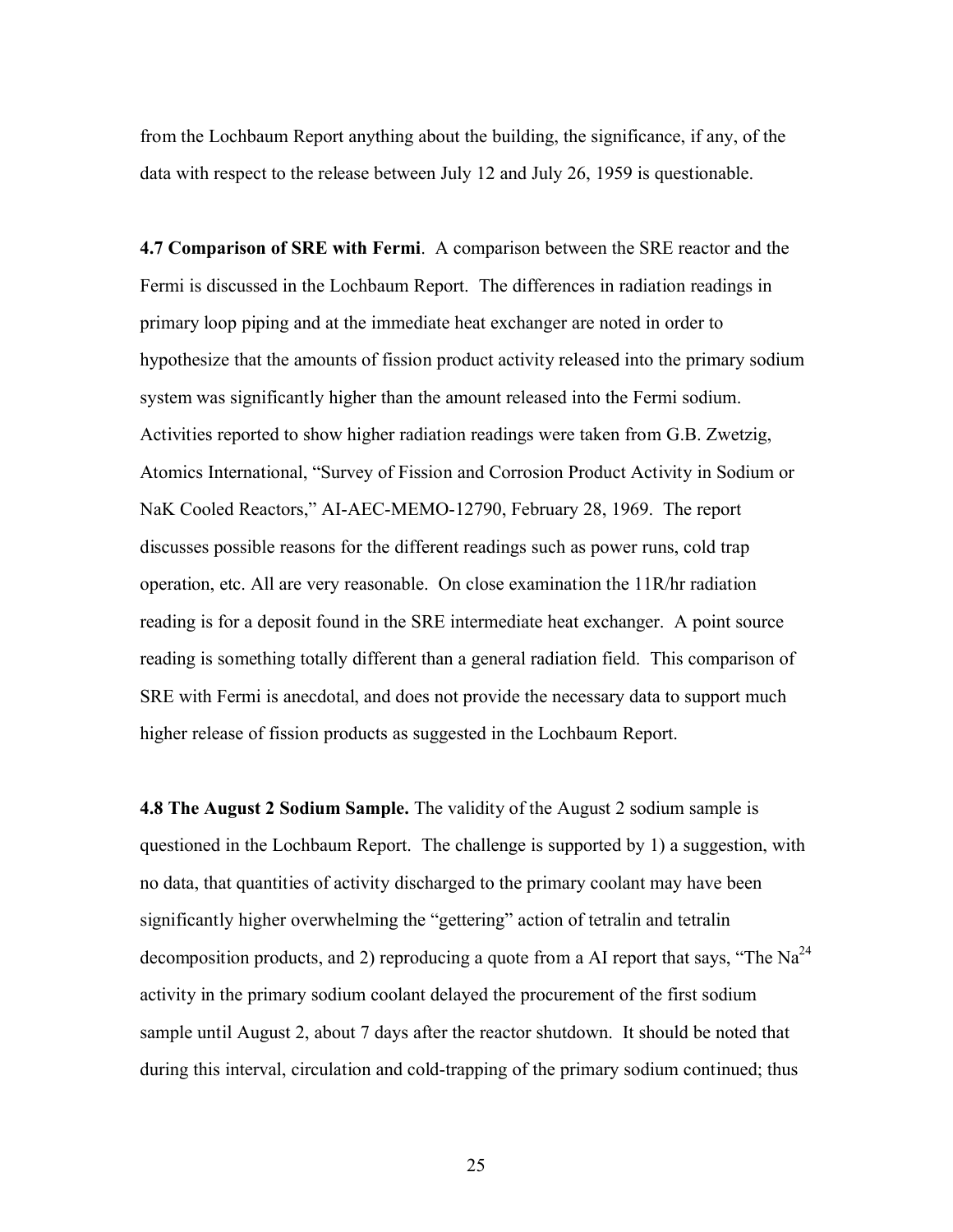from the Lochbaum Report anything about the building, the significance, if any, of the data with respect to the release between July 12 and July 26, 1959 is questionable.

**4.7 Comparison of SRE with Fermi**. A comparison between the SRE reactor and the Fermi is discussed in the Lochbaum Report. The differences in radiation readings in primary loop piping and at the immediate heat exchanger are noted in order to hypothesize that the amounts of fission product activity released into the primary sodium system was significantly higher than the amount released into the Fermi sodium. Activities reported to show higher radiation readings were taken from G.B. Zwetzig, Atomics International, "Survey of Fission and Corrosion Product Activity in Sodium or NaK Cooled Reactors," AI-AEC-MEMO-12790, February 28, 1969. The report discusses possible reasons for the different readings such as power runs, cold trap operation, etc. All are very reasonable. On close examination the 11R/hr radiation reading is for a deposit found in the SRE intermediate heat exchanger. A point source reading is something totally different than a general radiation field. This comparison of SRE with Fermi is anecdotal, and does not provide the necessary data to support much higher release of fission products as suggested in the Lochbaum Report.

**4.8 The August 2 Sodium Sample.** The validity of the August 2 sodium sample is questioned in the Lochbaum Report. The challenge is supported by 1) a suggestion, with no data, that quantities of activity discharged to the primary coolant may have been significantly higher overwhelming the "gettering" action of tetralin and tetralin decomposition products, and 2) reproducing a quote from a AI report that says, "The $Na^{24}$ activity in the primary sodium coolant delayed the procurement of the first sodium sample until August 2, about 7 days after the reactor shutdown. It should be noted that during this interval, circulation and cold-trapping of the primary sodium continued; thus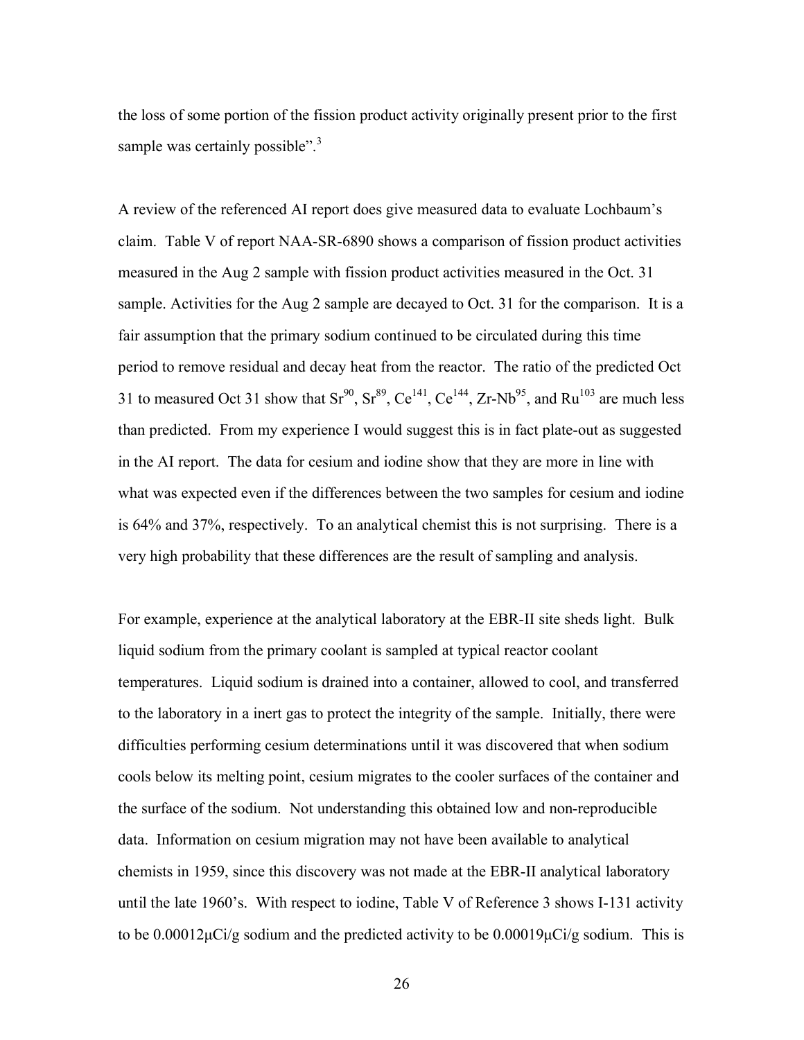the loss of some portion of the fission product activity originally present prior to the first sample was certainly possible".[3]

A review of the referenced AI report does give measured data to evaluate Lochbaum's claim. Table V of report NAA-SR-6890 shows a comparison of fission product activities measured in the Aug 2 sample with fission product activities measured in the Oct. 31 sample. Activities for the Aug 2 sample are decayed to Oct. 31 for the comparison. It is a fair assumption that the primary sodium continued to be circulated during this time period to remove residual and decay heat from the reactor. The ratio of the predicted Oct 31 to measured Oct 31 show that $Sr^{90}$, $Sr^{89}$, $Ce^{141}$, $Ce^{144}$, $Zr\text{-}Nb^{95}$, and $Ru^{103}$ are much less than predicted. From my experience I would suggest this is in fact plate-out as suggested in the AI report. The data for cesium and iodine show that they are more in line with what was expected even if the differences between the two samples for cesium and iodine is 64% and 37%, respectively. To an analytical chemist this is not surprising. There is a very high probability that these differences are the result of sampling and analysis.

For example, experience at the analytical laboratory at the EBR-II site sheds light. Bulk liquid sodium from the primary coolant is sampled at typical reactor coolant temperatures. Liquid sodium is drained into a container, allowed to cool, and transferred to the laboratory in a inert gas to protect the integrity of the sample. Initially, there were difficulties performing cesium determinations until it was discovered that when sodium cools below its melting point, cesium migrates to the cooler surfaces of the container and the surface of the sodium. Not understanding this obtained low and non-reproducible data. Information on cesium migration may not have been available to analytical chemists in 1959, since this discovery was not made at the EBR-II analytical laboratory until the late 1960's. With respect to iodine, Table V of Reference 3 shows I-131 activity to be 0.00012μCi/g sodium and the predicted activity to be 0.00019μCi/g sodium. This is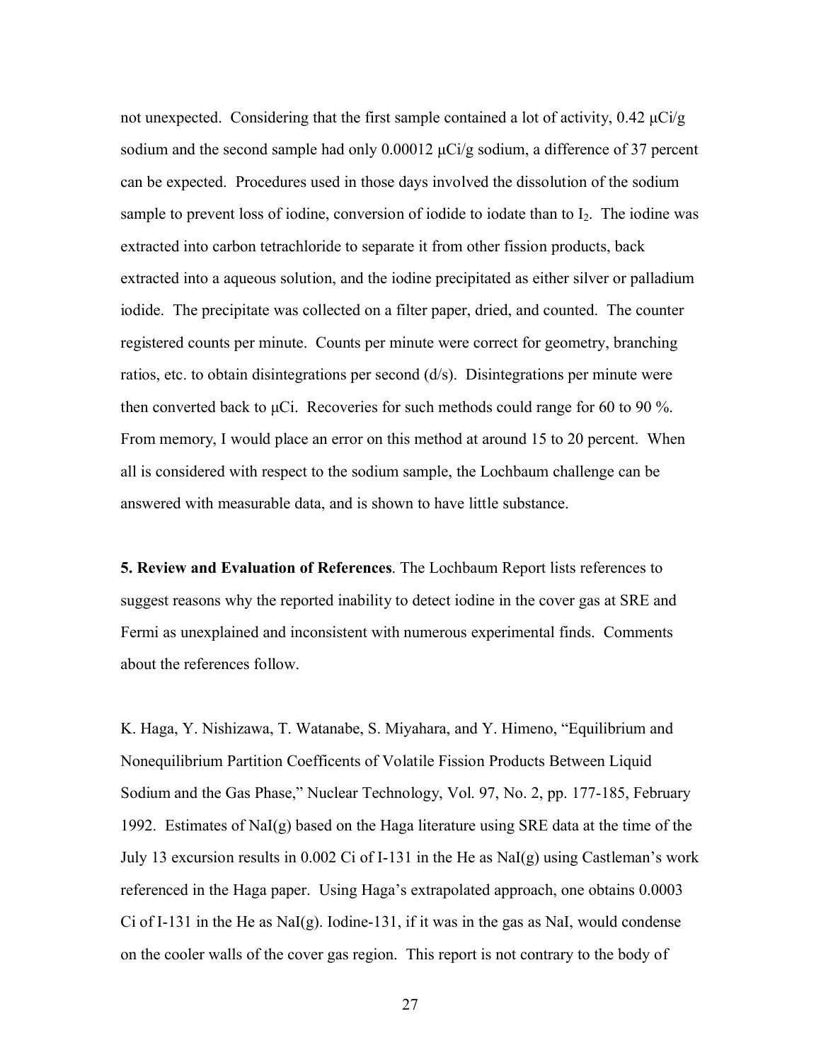not unexpected. Considering that the first sample contained a lot of activity, 0.42 μCi/g sodium and the second sample had only 0.00012 μCi/g sodium, a difference of 37 percent can be expected. Procedures used in those days involved the dissolution of the sodium sample to prevent loss of iodine, conversion of iodide to iodate than to $I_2$. The iodine was extracted into carbon tetrachloride to separate it from other fission products, back extracted into a aqueous solution, and the iodine precipitated as either silver or palladium iodide. The precipitate was collected on a filter paper, dried, and counted. The counter registered counts per minute. Counts per minute were correct for geometry, branching ratios, etc. to obtain disintegrations per second (d/s). Disintegrations per minute were then converted back to μCi. Recoveries for such methods could range for 60 to 90 %. From memory, I would place an error on this method at around 15 to 20 percent. When all is considered with respect to the sodium sample, the Lochbaum challenge can be answered with measurable data, and is shown to have little substance.

**5. Review and Evaluation of References**. The Lochbaum Report lists references to suggest reasons why the reported inability to detect iodine in the cover gas at SRE and Fermi as unexplained and inconsistent with numerous experimental finds. Comments about the references follow.

K. Haga, Y. Nishizawa, T. Watanabe, S. Miyahara, and Y. Himeno, "Equilibrium and Nonequilibrium Partition Coefficents of Volatile Fission Products Between Liquid Sodium and the Gas Phase," Nuclear Technology, Vol. 97, No. 2, pp. 177-185, February 1992. Estimates of NaI(g) based on the Haga literature using SRE data at the time of the July 13 excursion results in 0.002 Ci of I-131 in the He as NaI(g) using Castleman's work referenced in the Haga paper. Using Haga's extrapolated approach, one obtains 0.0003 Ci of I-131 in the He as NaI(g). Iodine-131, if it was in the gas as NaI, would condense on the cooler walls of the cover gas region. This report is not contrary to the body of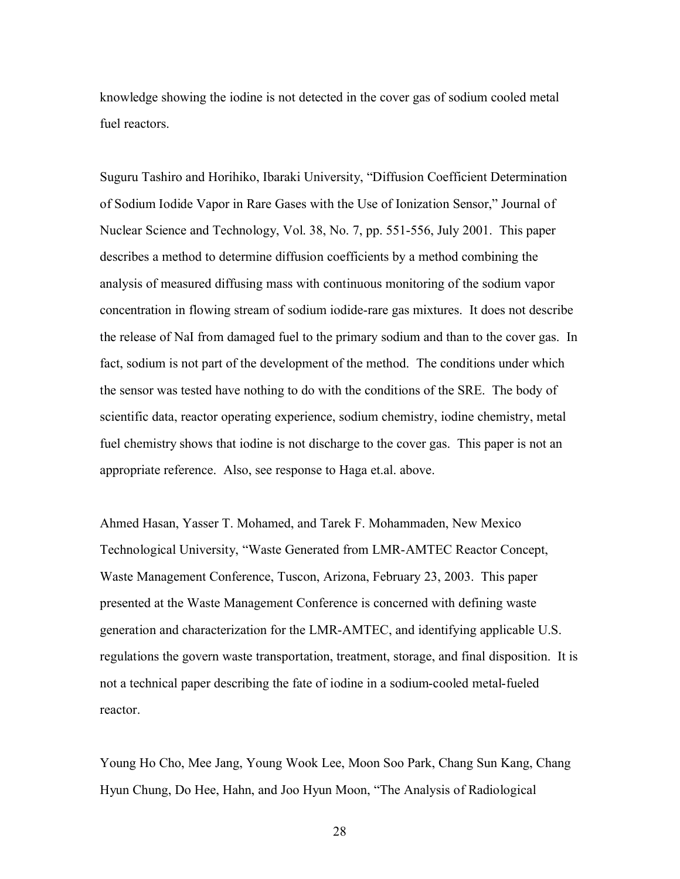knowledge showing the iodine is not detected in the cover gas of sodium cooled metal fuel reactors.

Suguru Tashiro and Horihiko, Ibaraki University, "Diffusion Coefficient Determination of Sodium Iodide Vapor in Rare Gases with the Use of Ionization Sensor," Journal of Nuclear Science and Technology, Vol. 38, No. 7, pp. 551-556, July 2001. This paper describes a method to determine diffusion coefficients by a method combining the analysis of measured diffusing mass with continuous monitoring of the sodium vapor concentration in flowing stream of sodium iodide-rare gas mixtures. It does not describe the release of NaI from damaged fuel to the primary sodium and than to the cover gas. In fact, sodium is not part of the development of the method. The conditions under which the sensor was tested have nothing to do with the conditions of the SRE. The body of scientific data, reactor operating experience, sodium chemistry, iodine chemistry, metal fuel chemistry shows that iodine is not discharge to the cover gas. This paper is not an appropriate reference. Also, see response to Haga et.al. above.

Ahmed Hasan, Yasser T. Mohamed, and Tarek F. Mohammaden, New Mexico Technological University, "Waste Generated from LMR-AMTEC Reactor Concept, Waste Management Conference, Tuscon, Arizona, February 23, 2003. This paper presented at the Waste Management Conference is concerned with defining waste generation and characterization for the LMR-AMTEC, and identifying applicable U.S. regulations the govern waste transportation, treatment, storage, and final disposition. It is not a technical paper describing the fate of iodine in a sodium-cooled metal-fueled reactor.

Young Ho Cho, Mee Jang, Young Wook Lee, Moon Soo Park, Chang Sun Kang, Chang Hyun Chung, Do Hee, Hahn, and Joo Hyun Moon, "The Analysis of Radiological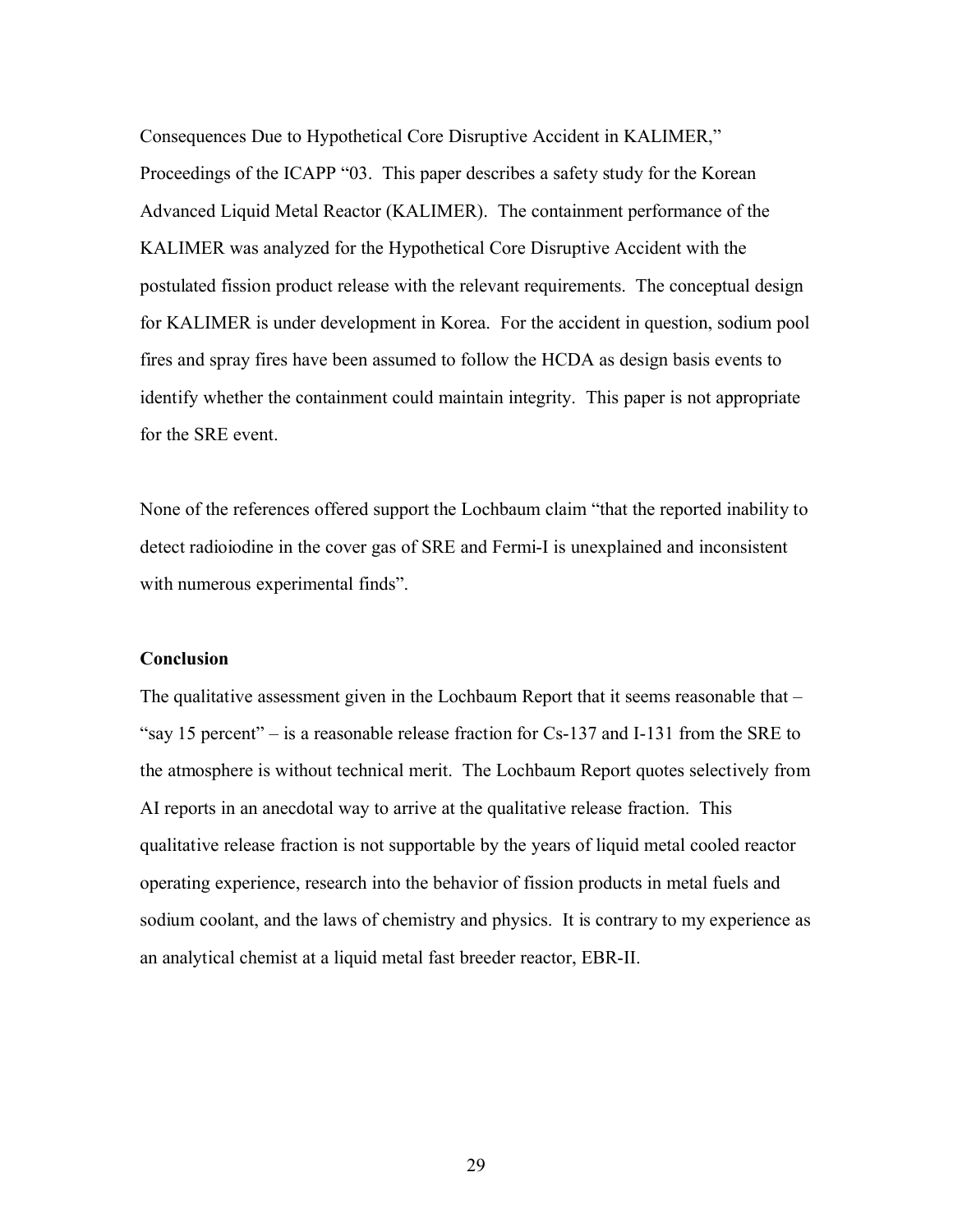Consequences Due to Hypothetical Core Disruptive Accident in KALIMER," Proceedings of the ICAPP "03. This paper describes a safety study for the Korean Advanced Liquid Metal Reactor (KALIMER). The containment performance of the KALIMER was analyzed for the Hypothetical Core Disruptive Accident with the postulated fission product release with the relevant requirements. The conceptual design for KALIMER is under development in Korea. For the accident in question, sodium pool fires and spray fires have been assumed to follow the HCDA as design basis events to identify whether the containment could maintain integrity. This paper is not appropriate for the SRE event.

None of the references offered support the Lochbaum claim "that the reported inability to detect radioiodine in the cover gas of SRE and Fermi-I is unexplained and inconsistent with numerous experimental finds".

**Conclusion**

The qualitative assessment given in the Lochbaum Report that it seems reasonable that – "say 15 percent" – is a reasonable release fraction for Cs-137 and I-131 from the SRE to the atmosphere is without technical merit. The Lochbaum Report quotes selectively from AI reports in an anecdotal way to arrive at the qualitative release fraction. This qualitative release fraction is not supportable by the years of liquid metal cooled reactor operating experience, research into the behavior of fission products in metal fuels and sodium coolant, and the laws of chemistry and physics. It is contrary to my experience as an analytical chemist at a liquid metal fast breeder reactor, EBR-II.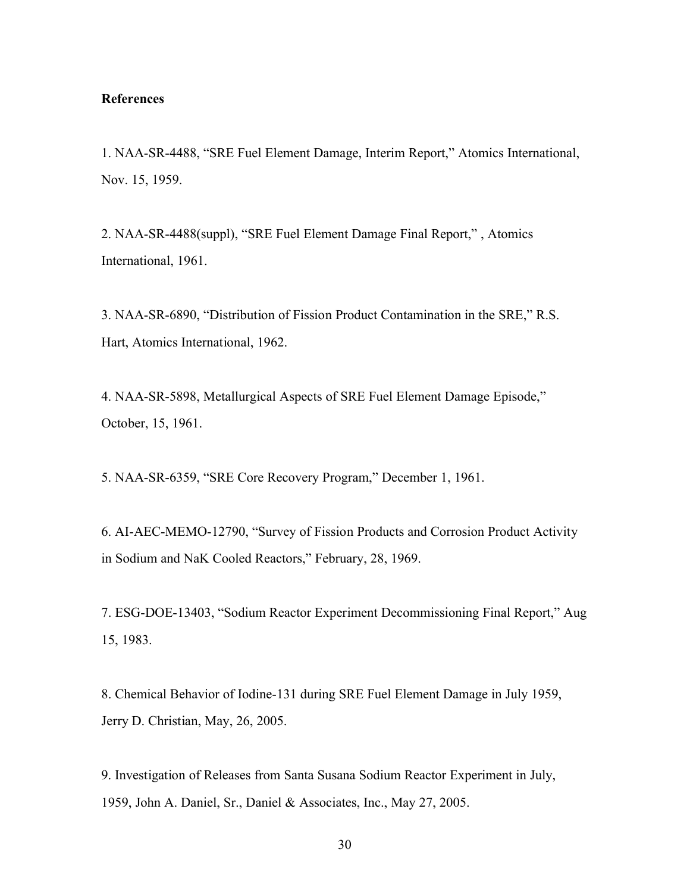**References**

1. NAA-SR-4488, "SRE Fuel Element Damage, Interim Report," Atomics International, Nov. 15, 1959.

2. NAA-SR-4488(suppl), "SRE Fuel Element Damage Final Report," , Atomics International, 1961.

3. NAA-SR-6890, "Distribution of Fission Product Contamination in the SRE," R.S. Hart, Atomics International, 1962.

4. NAA-SR-5898, Metallurgical Aspects of SRE Fuel Element Damage Episode," October, 15, 1961.

5. NAA-SR-6359, "SRE Core Recovery Program," December 1, 1961.

6. AI-AEC-MEMO-12790, "Survey of Fission Products and Corrosion Product Activity in Sodium and NaK Cooled Reactors," February, 28, 1969.

7. ESG-DOE-13403, "Sodium Reactor Experiment Decommissioning Final Report," Aug 15, 1983.

8. Chemical Behavior of Iodine-131 during SRE Fuel Element Damage in July 1959, Jerry D. Christian, May, 26, 2005.

9. Investigation of Releases from Santa Susana Sodium Reactor Experiment in July, 1959, John A. Daniel, Sr., Daniel & Associates, Inc., May 27, 2005.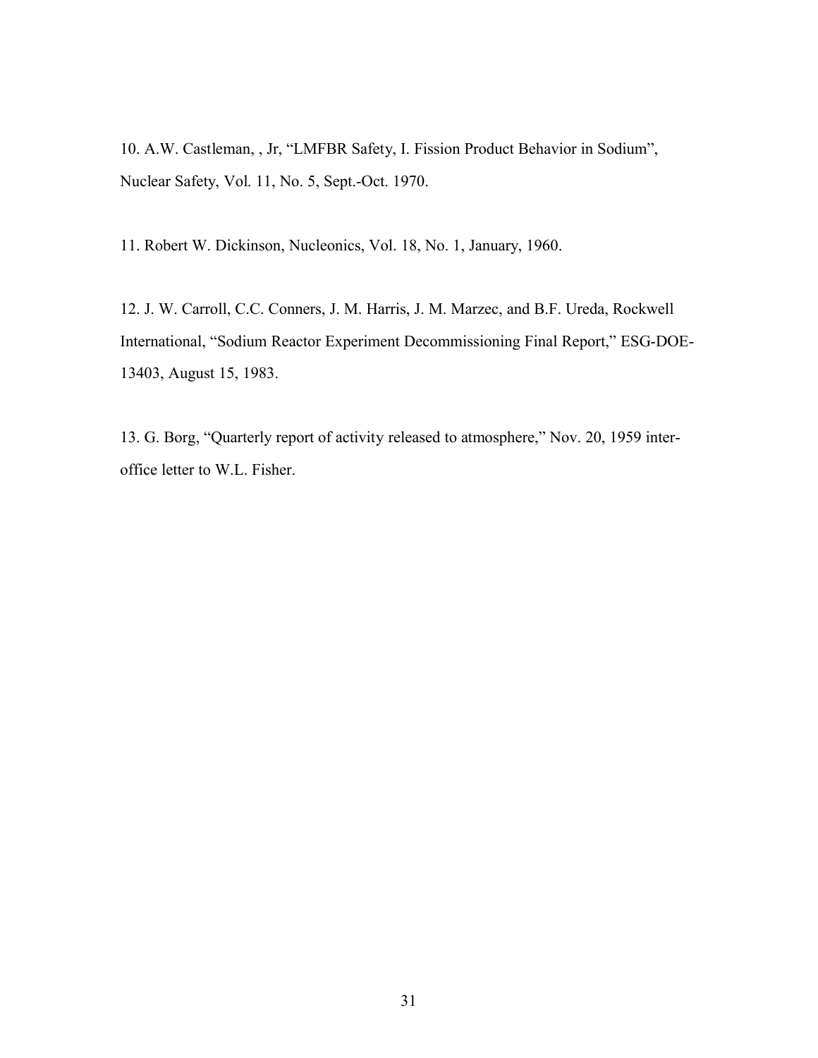10. A.W. Castleman, , Jr, "LMFBR Safety, I. Fission Product Behavior in Sodium", Nuclear Safety, Vol. 11, No. 5, Sept.-Oct. 1970.

11. Robert W. Dickinson, Nucleonics, Vol. 18, No. 1, January, 1960.

12. J. W. Carroll, C.C. Conners, J. M. Harris, J. M. Marzec, and B.F. Ureda, Rockwell International, "Sodium Reactor Experiment Decommissioning Final Report," ESG-DOE-13403, August 15, 1983.

13. G. Borg, "Quarterly report of activity released to atmosphere," Nov. 20, 1959 inter-office letter to W.L. Fisher.